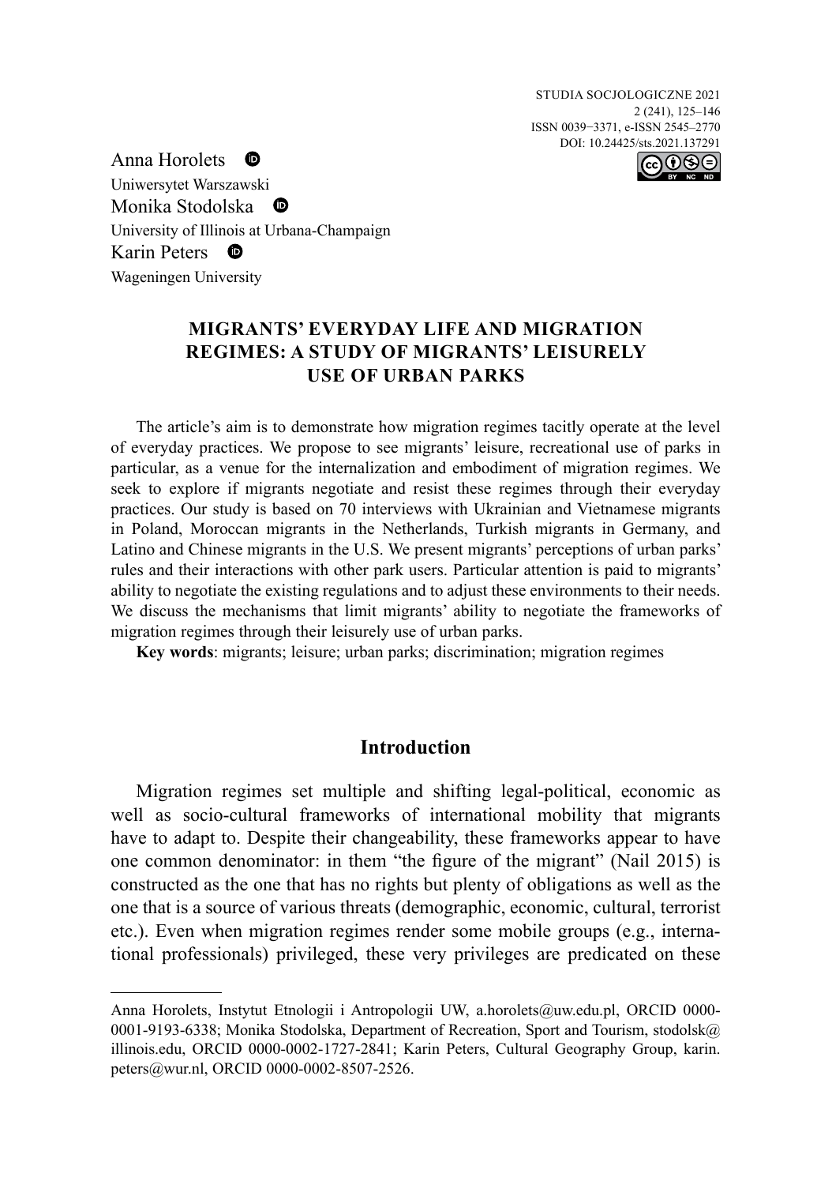Anna Horolets
Uniwersytet Warszawski
Monika Stodolska
University of Illinois at Urbana-Champaign
Karin Peters
Wageningen University

# MIGRANTS' EVERYDAY LIFE AND MIGRATION REGIMES: A STUDY OF MIGRANTS' LEISURELY USE OF URBAN PARKS

The article's aim is to demonstrate how migration regimes tacitly operate at the level of everyday practices. We propose to see migrants' leisure, recreational use of parks in particular, as a venue for the internalization and embodiment of migration regimes. We seek to explore if migrants negotiate and resist these regimes through their everyday practices. Our study is based on 70 interviews with Ukrainian and Vietnamese migrants in Poland, Moroccan migrants in the Netherlands, Turkish migrants in Germany, and Latino and Chinese migrants in the U.S. We present migrants' perceptions of urban parks' rules and their interactions with other park users. Particular attention is paid to migrants' ability to negotiate the existing regulations and to adjust these environments to their needs. We discuss the mechanisms that limit migrants' ability to negotiate the frameworks of migration regimes through their leisurely use of urban parks.

**Key words**: migrants; leisure; urban parks; discrimination; migration regimes

## Introduction

Migration regimes set multiple and shifting legal-political, economic as well as socio-cultural frameworks of international mobility that migrants have to adapt to. Despite their changeability, these frameworks appear to have one common denominator: in them "the figure of the migrant" (Nail 2015) is constructed as the one that has no rights but plenty of obligations as well as the one that is a source of various threats (demographic, economic, cultural, terrorist etc.). Even when migration regimes render some mobile groups (e.g., international professionals) privileged, these very privileges are predicated on these

---

Anna Horolets, Instytut Etnologii i Antropologii UW, a.horolets@uw.edu.pl, ORCID 0000-0001-9193-6338; Monika Stodolska, Department of Recreation, Sport and Tourism, stodolsk@illinois.edu, ORCID 0000-0002-1727-2841; Karin Peters, Cultural Geography Group, karin.peters@wur.nl, ORCID 0000-0002-8507-2526.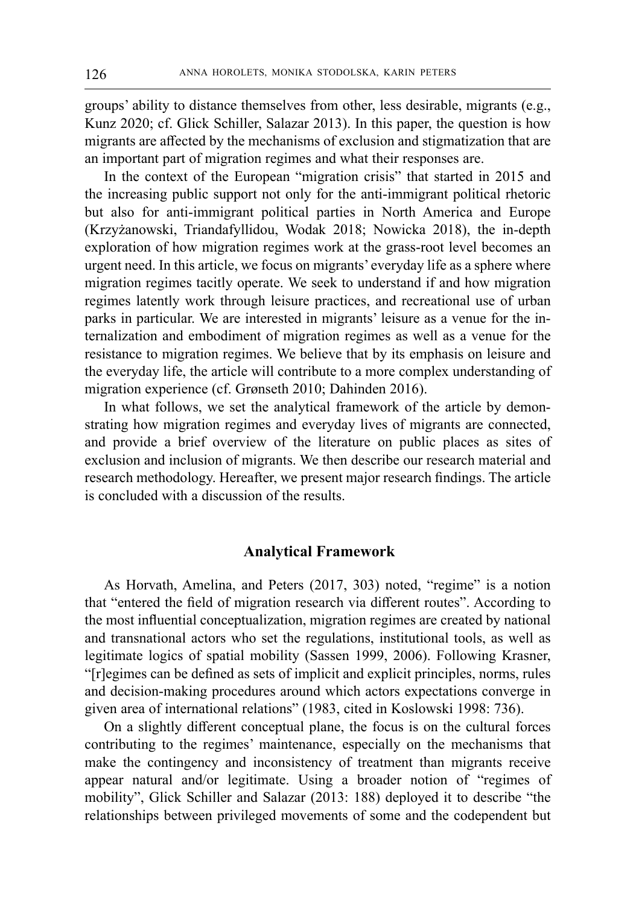groups' ability to distance themselves from other, less desirable, migrants (e.g., Kunz 2020; cf. Glick Schiller, Salazar 2013). In this paper, the question is how migrants are affected by the mechanisms of exclusion and stigmatization that are an important part of migration regimes and what their responses are.

In the context of the European "migration crisis" that started in 2015 and the increasing public support not only for the anti-immigrant political rhetoric but also for anti-immigrant political parties in North America and Europe (Krzyżanowski, Triandafyllidou, Wodak 2018; Nowicka 2018), the in-depth exploration of how migration regimes work at the grass-root level becomes an urgent need. In this article, we focus on migrants' everyday life as a sphere where migration regimes tacitly operate. We seek to understand if and how migration regimes latently work through leisure practices, and recreational use of urban parks in particular. We are interested in migrants' leisure as a venue for the internalization and embodiment of migration regimes as well as a venue for the resistance to migration regimes. We believe that by its emphasis on leisure and the everyday life, the article will contribute to a more complex understanding of migration experience (cf. Grønseth 2010; Dahinden 2016).

In what follows, we set the analytical framework of the article by demonstrating how migration regimes and everyday lives of migrants are connected, and provide a brief overview of the literature on public places as sites of exclusion and inclusion of migrants. We then describe our research material and research methodology. Hereafter, we present major research findings. The article is concluded with a discussion of the results.

## Analytical Framework

As Horvath, Amelina, and Peters (2017, 303) noted, "regime" is a notion that "entered the field of migration research via different routes". According to the most influential conceptualization, migration regimes are created by national and transnational actors who set the regulations, institutional tools, as well as legitimate logics of spatial mobility (Sassen 1999, 2006). Following Krasner, "[r]egimes can be defined as sets of implicit and explicit principles, norms, rules and decision-making procedures around which actors expectations converge in given area of international relations" (1983, cited in Koslowski 1998: 736).

On a slightly different conceptual plane, the focus is on the cultural forces contributing to the regimes' maintenance, especially on the mechanisms that make the contingency and inconsistency of treatment than migrants receive appear natural and/or legitimate. Using a broader notion of "regimes of mobility", Glick Schiller and Salazar (2013: 188) deployed it to describe "the relationships between privileged movements of some and the codependent but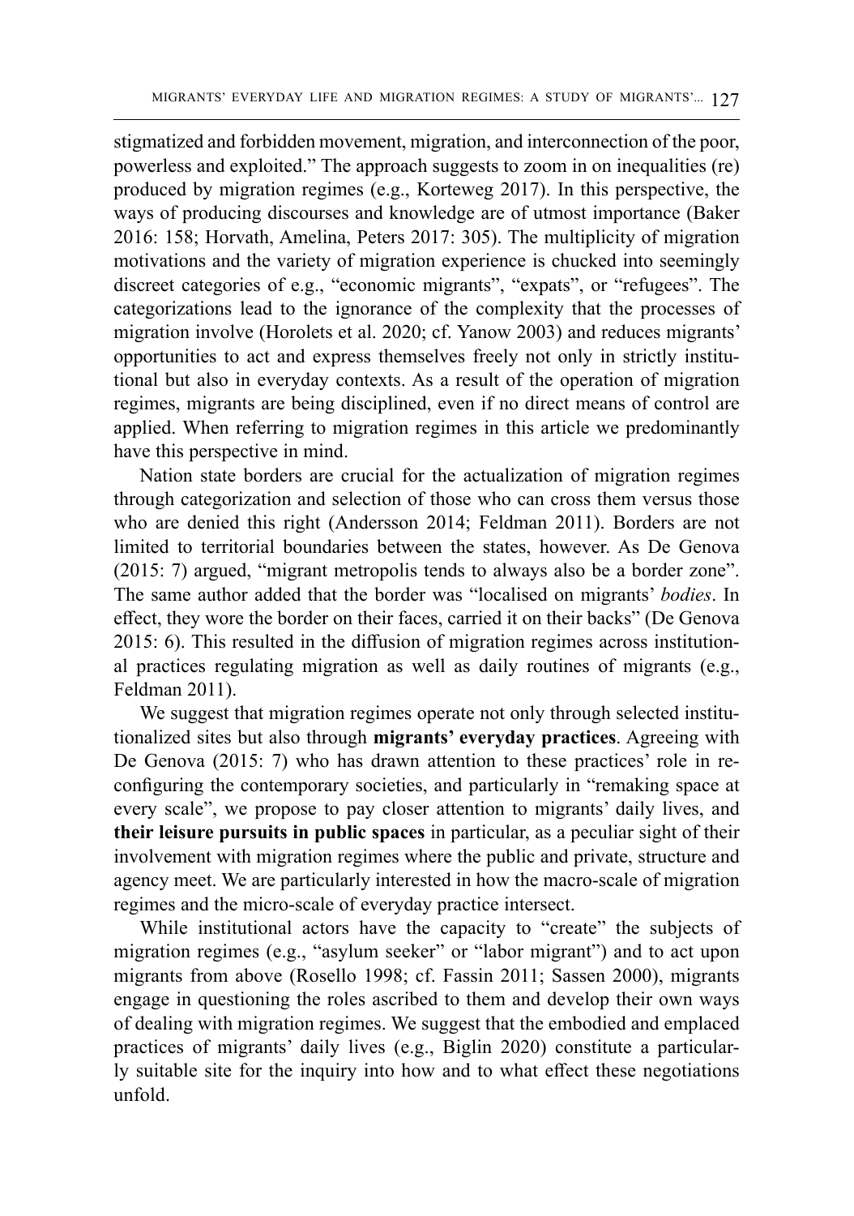stigmatized and forbidden movement, migration, and interconnection of the poor, powerless and exploited." The approach suggests to zoom in on inequalities (re) produced by migration regimes (e.g., Korteweg 2017). In this perspective, the ways of producing discourses and knowledge are of utmost importance (Baker 2016: 158; Horvath, Amelina, Peters 2017: 305). The multiplicity of migration motivations and the variety of migration experience is chucked into seemingly discreet categories of e.g., "economic migrants", "expats", or "refugees". The categorizations lead to the ignorance of the complexity that the processes of migration involve (Horolets et al. 2020; cf. Yanow 2003) and reduces migrants' opportunities to act and express themselves freely not only in strictly institutional but also in everyday contexts. As a result of the operation of migration regimes, migrants are being disciplined, even if no direct means of control are applied. When referring to migration regimes in this article we predominantly have this perspective in mind.

Nation state borders are crucial for the actualization of migration regimes through categorization and selection of those who can cross them versus those who are denied this right (Andersson 2014; Feldman 2011). Borders are not limited to territorial boundaries between the states, however. As De Genova (2015: 7) argued, "migrant metropolis tends to always also be a border zone". The same author added that the border was "localised on migrants' *bodies*. In effect, they wore the border on their faces, carried it on their backs" (De Genova 2015: 6). This resulted in the diffusion of migration regimes across institutional practices regulating migration as well as daily routines of migrants (e.g., Feldman 2011).

We suggest that migration regimes operate not only through selected institutionalized sites but also through **migrants' everyday practices**. Agreeing with De Genova (2015: 7) who has drawn attention to these practices' role in reconfiguring the contemporary societies, and particularly in "remaking space at every scale", we propose to pay closer attention to migrants' daily lives, and **their leisure pursuits in public spaces** in particular, as a peculiar sight of their involvement with migration regimes where the public and private, structure and agency meet. We are particularly interested in how the macro-scale of migration regimes and the micro-scale of everyday practice intersect.

While institutional actors have the capacity to "create" the subjects of migration regimes (e.g., "asylum seeker" or "labor migrant") and to act upon migrants from above (Rosello 1998; cf. Fassin 2011; Sassen 2000), migrants engage in questioning the roles ascribed to them and develop their own ways of dealing with migration regimes. We suggest that the embodied and emplaced practices of migrants' daily lives (e.g., Biglin 2020) constitute a particularly suitable site for the inquiry into how and to what effect these negotiations unfold.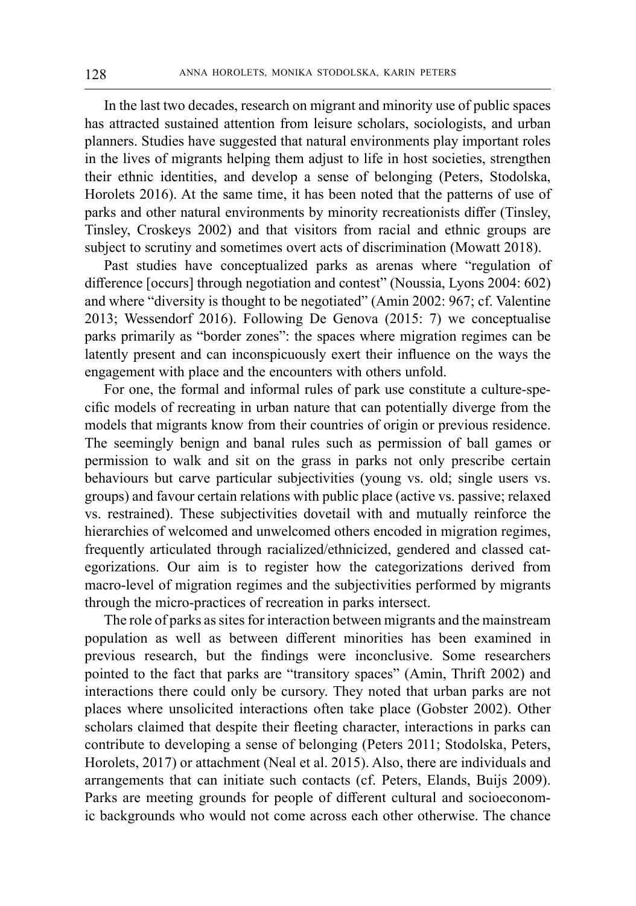In the last two decades, research on migrant and minority use of public spaces has attracted sustained attention from leisure scholars, sociologists, and urban planners. Studies have suggested that natural environments play important roles in the lives of migrants helping them adjust to life in host societies, strengthen their ethnic identities, and develop a sense of belonging (Peters, Stodolska, Horolets 2016). At the same time, it has been noted that the patterns of use of parks and other natural environments by minority recreationists differ (Tinsley, Tinsley, Croskeys 2002) and that visitors from racial and ethnic groups are subject to scrutiny and sometimes overt acts of discrimination (Mowatt 2018).

Past studies have conceptualized parks as arenas where "regulation of difference [occurs] through negotiation and contest" (Noussia, Lyons 2004: 602) and where "diversity is thought to be negotiated" (Amin 2002: 967; cf. Valentine 2013; Wessendorf 2016). Following De Genova (2015: 7) we conceptualise parks primarily as "border zones": the spaces where migration regimes can be latently present and can inconspicuously exert their influence on the ways the engagement with place and the encounters with others unfold.

For one, the formal and informal rules of park use constitute a culture-specific models of recreating in urban nature that can potentially diverge from the models that migrants know from their countries of origin or previous residence. The seemingly benign and banal rules such as permission of ball games or permission to walk and sit on the grass in parks not only prescribe certain behaviours but carve particular subjectivities (young vs. old; single users vs. groups) and favour certain relations with public place (active vs. passive; relaxed vs. restrained). These subjectivities dovetail with and mutually reinforce the hierarchies of welcomed and unwelcomed others encoded in migration regimes, frequently articulated through racialized/ethnicized, gendered and classed categorizations. Our aim is to register how the categorizations derived from macro-level of migration regimes and the subjectivities performed by migrants through the micro-practices of recreation in parks intersect.

The role of parks as sites for interaction between migrants and the mainstream population as well as between different minorities has been examined in previous research, but the findings were inconclusive. Some researchers pointed to the fact that parks are "transitory spaces" (Amin, Thrift 2002) and interactions there could only be cursory. They noted that urban parks are not places where unsolicited interactions often take place (Gobster 2002). Other scholars claimed that despite their fleeting character, interactions in parks can contribute to developing a sense of belonging (Peters 2011; Stodolska, Peters, Horolets, 2017) or attachment (Neal et al. 2015). Also, there are individuals and arrangements that can initiate such contacts (cf. Peters, Elands, Buijs 2009). Parks are meeting grounds for people of different cultural and socioeconomic backgrounds who would not come across each other otherwise. The chance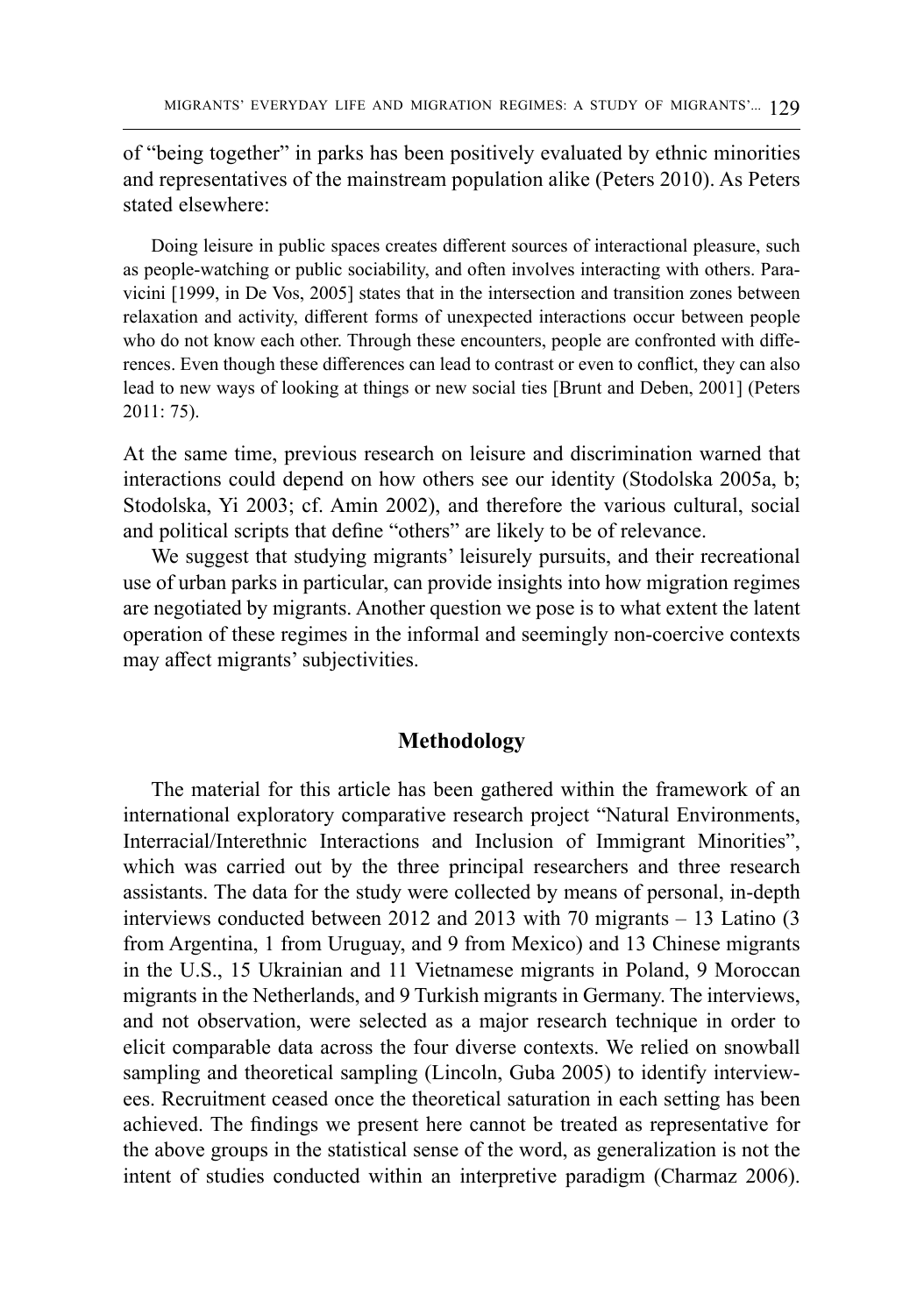of "being together" in parks has been positively evaluated by ethnic minorities and representatives of the mainstream population alike (Peters 2010). As Peters stated elsewhere:

> Doing leisure in public spaces creates different sources of interactional pleasure, such as people-watching or public sociability, and often involves interacting with others. Paravicini [1999, in De Vos, 2005] states that in the intersection and transition zones between relaxation and activity, different forms of unexpected interactions occur between people who do not know each other. Through these encounters, people are confronted with differences. Even though these differences can lead to contrast or even to conflict, they can also lead to new ways of looking at things or new social ties [Brunt and Deben, 2001] (Peters 2011: 75).

At the same time, previous research on leisure and discrimination warned that interactions could depend on how others see our identity (Stodolska 2005a, b; Stodolska, Yi 2003; cf. Amin 2002), and therefore the various cultural, social and political scripts that define "others" are likely to be of relevance.

We suggest that studying migrants' leisurely pursuits, and their recreational use of urban parks in particular, can provide insights into how migration regimes are negotiated by migrants. Another question we pose is to what extent the latent operation of these regimes in the informal and seemingly non-coercive contexts may affect migrants' subjectivities.

## Methodology

The material for this article has been gathered within the framework of an international exploratory comparative research project "Natural Environments, Interracial/Interethnic Interactions and Inclusion of Immigrant Minorities", which was carried out by the three principal researchers and three research assistants. The data for the study were collected by means of personal, in-depth interviews conducted between 2012 and 2013 with 70 migrants – 13 Latino (3 from Argentina, 1 from Uruguay, and 9 from Mexico) and 13 Chinese migrants in the U.S., 15 Ukrainian and 11 Vietnamese migrants in Poland, 9 Moroccan migrants in the Netherlands, and 9 Turkish migrants in Germany. The interviews, and not observation, were selected as a major research technique in order to elicit comparable data across the four diverse contexts. We relied on snowball sampling and theoretical sampling (Lincoln, Guba 2005) to identify interviewees. Recruitment ceased once the theoretical saturation in each setting has been achieved. The findings we present here cannot be treated as representative for the above groups in the statistical sense of the word, as generalization is not the intent of studies conducted within an interpretive paradigm (Charmaz 2006).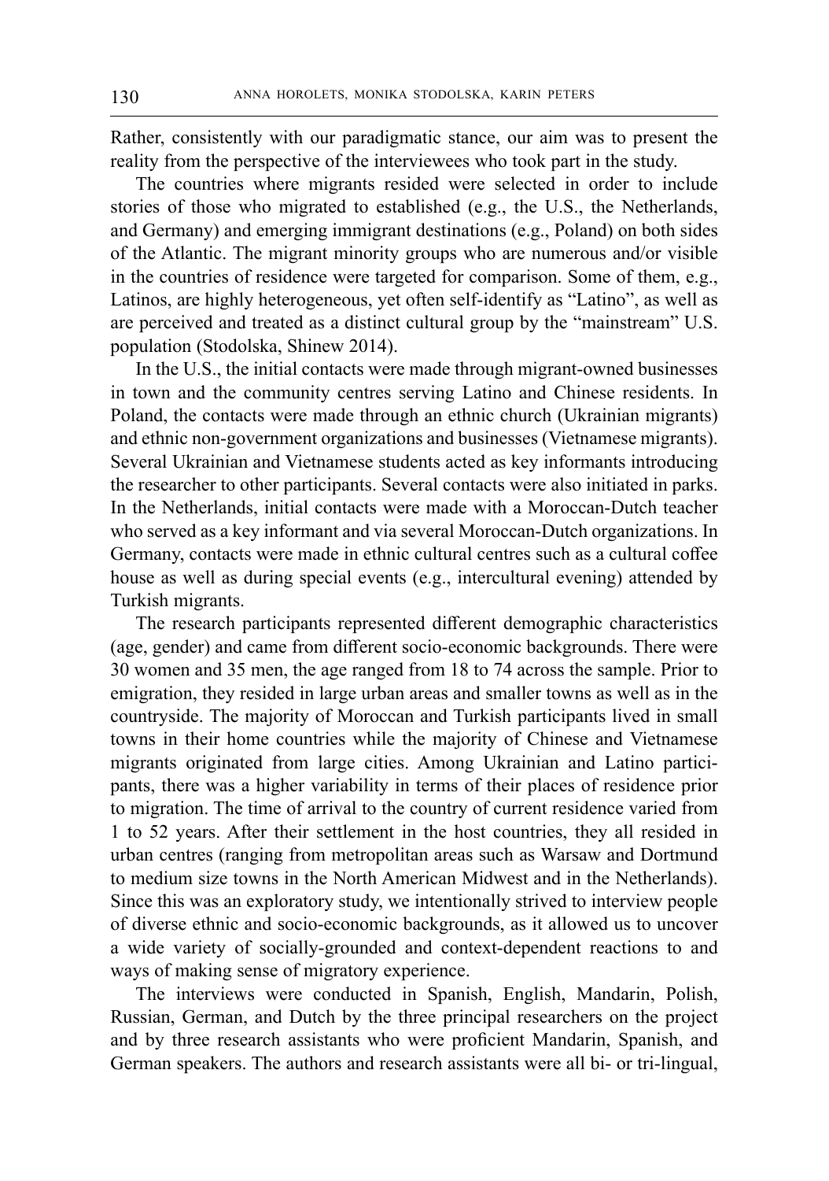Rather, consistently with our paradigmatic stance, our aim was to present the reality from the perspective of the interviewees who took part in the study.

The countries where migrants resided were selected in order to include stories of those who migrated to established (e.g., the U.S., the Netherlands, and Germany) and emerging immigrant destinations (e.g., Poland) on both sides of the Atlantic. The migrant minority groups who are numerous and/or visible in the countries of residence were targeted for comparison. Some of them, e.g., Latinos, are highly heterogeneous, yet often self-identify as "Latino", as well as are perceived and treated as a distinct cultural group by the "mainstream" U.S. population (Stodolska, Shinew 2014).

In the U.S., the initial contacts were made through migrant-owned businesses in town and the community centres serving Latino and Chinese residents. In Poland, the contacts were made through an ethnic church (Ukrainian migrants) and ethnic non-government organizations and businesses (Vietnamese migrants). Several Ukrainian and Vietnamese students acted as key informants introducing the researcher to other participants. Several contacts were also initiated in parks. In the Netherlands, initial contacts were made with a Moroccan-Dutch teacher who served as a key informant and via several Moroccan-Dutch organizations. In Germany, contacts were made in ethnic cultural centres such as a cultural coffee house as well as during special events (e.g., intercultural evening) attended by Turkish migrants.

The research participants represented different demographic characteristics (age, gender) and came from different socio-economic backgrounds. There were 30 women and 35 men, the age ranged from 18 to 74 across the sample. Prior to emigration, they resided in large urban areas and smaller towns as well as in the countryside. The majority of Moroccan and Turkish participants lived in small towns in their home countries while the majority of Chinese and Vietnamese migrants originated from large cities. Among Ukrainian and Latino participants, there was a higher variability in terms of their places of residence prior to migration. The time of arrival to the country of current residence varied from 1 to 52 years. After their settlement in the host countries, they all resided in urban centres (ranging from metropolitan areas such as Warsaw and Dortmund to medium size towns in the North American Midwest and in the Netherlands). Since this was an exploratory study, we intentionally strived to interview people of diverse ethnic and socio-economic backgrounds, as it allowed us to uncover a wide variety of socially-grounded and context-dependent reactions to and ways of making sense of migratory experience.

The interviews were conducted in Spanish, English, Mandarin, Polish, Russian, German, and Dutch by the three principal researchers on the project and by three research assistants who were proficient Mandarin, Spanish, and German speakers. The authors and research assistants were all bi- or tri-lingual,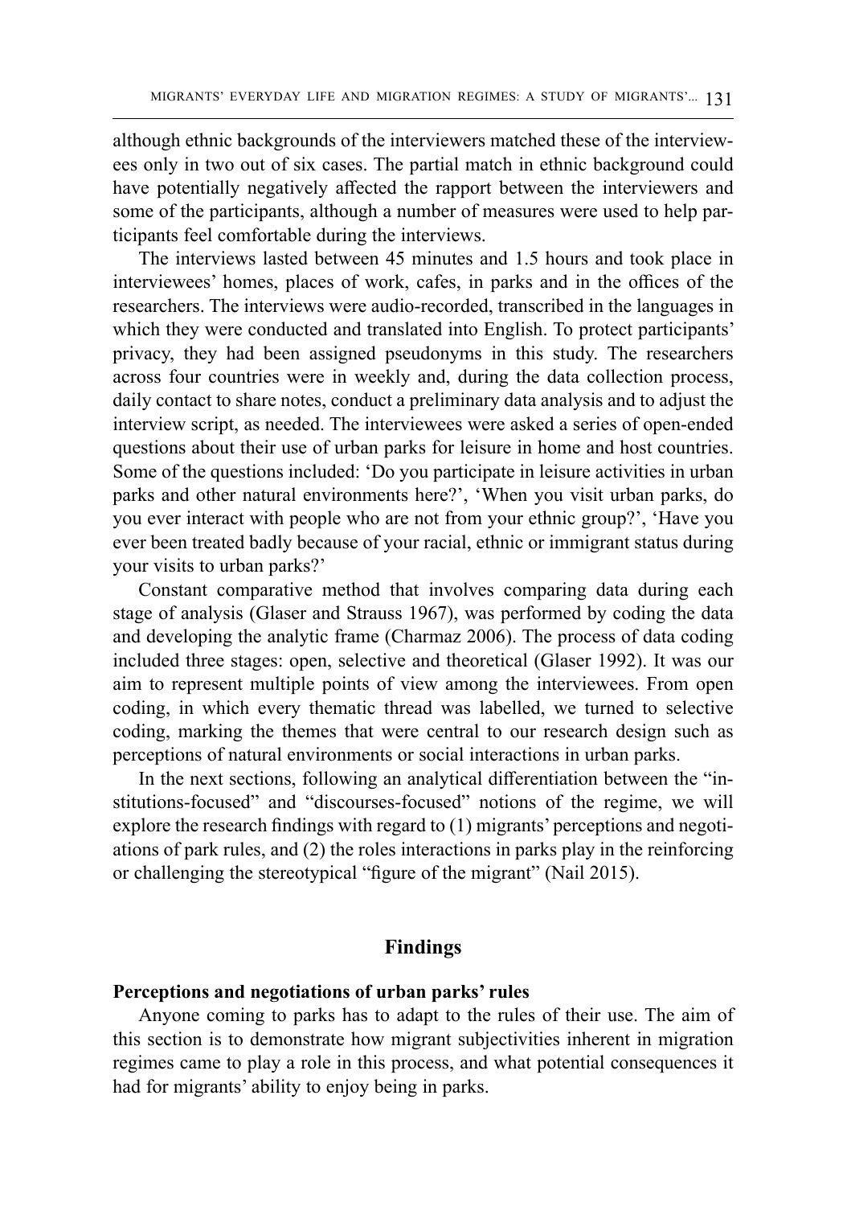although ethnic backgrounds of the interviewers matched these of the interviewees only in two out of six cases. The partial match in ethnic background could have potentially negatively affected the rapport between the interviewers and some of the participants, although a number of measures were used to help participants feel comfortable during the interviews.

The interviews lasted between 45 minutes and 1.5 hours and took place in interviewees' homes, places of work, cafes, in parks and in the offices of the researchers. The interviews were audio-recorded, transcribed in the languages in which they were conducted and translated into English. To protect participants' privacy, they had been assigned pseudonyms in this study. The researchers across four countries were in weekly and, during the data collection process, daily contact to share notes, conduct a preliminary data analysis and to adjust the interview script, as needed. The interviewees were asked a series of open-ended questions about their use of urban parks for leisure in home and host countries. Some of the questions included: 'Do you participate in leisure activities in urban parks and other natural environments here?', 'When you visit urban parks, do you ever interact with people who are not from your ethnic group?', 'Have you ever been treated badly because of your racial, ethnic or immigrant status during your visits to urban parks?'

Constant comparative method that involves comparing data during each stage of analysis (Glaser and Strauss 1967), was performed by coding the data and developing the analytic frame (Charmaz 2006). The process of data coding included three stages: open, selective and theoretical (Glaser 1992). It was our aim to represent multiple points of view among the interviewees. From open coding, in which every thematic thread was labelled, we turned to selective coding, marking the themes that were central to our research design such as perceptions of natural environments or social interactions in urban parks.

In the next sections, following an analytical differentiation between the "institutions-focused" and "discourses-focused" notions of the regime, we will explore the research findings with regard to (1) migrants' perceptions and negotiations of park rules, and (2) the roles interactions in parks play in the reinforcing or challenging the stereotypical "figure of the migrant" (Nail 2015).

## Findings

### Perceptions and negotiations of urban parks' rules

Anyone coming to parks has to adapt to the rules of their use. The aim of this section is to demonstrate how migrant subjectivities inherent in migration regimes came to play a role in this process, and what potential consequences it had for migrants' ability to enjoy being in parks.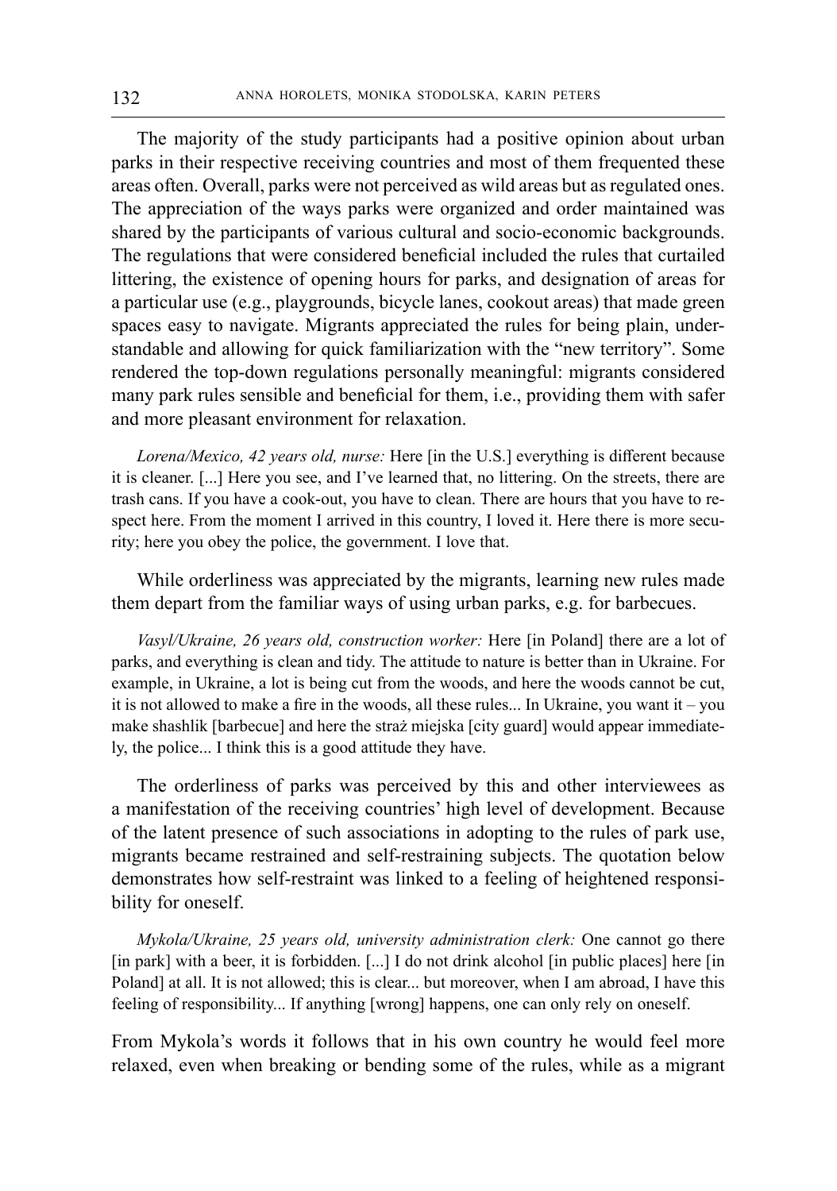The majority of the study participants had a positive opinion about urban parks in their respective receiving countries and most of them frequented these areas often. Overall, parks were not perceived as wild areas but as regulated ones. The appreciation of the ways parks were organized and order maintained was shared by the participants of various cultural and socio-economic backgrounds. The regulations that were considered beneficial included the rules that curtailed littering, the existence of opening hours for parks, and designation of areas for a particular use (e.g., playgrounds, bicycle lanes, cookout areas) that made green spaces easy to navigate. Migrants appreciated the rules for being plain, understandable and allowing for quick familiarization with the "new territory". Some rendered the top-down regulations personally meaningful: migrants considered many park rules sensible and beneficial for them, i.e., providing them with safer and more pleasant environment for relaxation.

*Lorena/Mexico, 42 years old, nurse:* Here [in the U.S.] everything is different because it is cleaner. [...] Here you see, and I've learned that, no littering. On the streets, there are trash cans. If you have a cook-out, you have to clean. There are hours that you have to respect here. From the moment I arrived in this country, I loved it. Here there is more security; here you obey the police, the government. I love that.

While orderliness was appreciated by the migrants, learning new rules made them depart from the familiar ways of using urban parks, e.g. for barbecues.

*Vasyl/Ukraine, 26 years old, construction worker:* Here [in Poland] there are a lot of parks, and everything is clean and tidy. The attitude to nature is better than in Ukraine. For example, in Ukraine, a lot is being cut from the woods, and here the woods cannot be cut, it is not allowed to make a fire in the woods, all these rules... In Ukraine, you want it – you make shashlik [barbecue] and here the straż miejska [city guard] would appear immediately, the police... I think this is a good attitude they have.

The orderliness of parks was perceived by this and other interviewees as a manifestation of the receiving countries' high level of development. Because of the latent presence of such associations in adopting to the rules of park use, migrants became restrained and self-restraining subjects. The quotation below demonstrates how self-restraint was linked to a feeling of heightened responsibility for oneself.

*Mykola/Ukraine, 25 years old, university administration clerk:* One cannot go there [in park] with a beer, it is forbidden. [...] I do not drink alcohol [in public places] here [in Poland] at all. It is not allowed; this is clear... but moreover, when I am abroad, I have this feeling of responsibility... If anything [wrong] happens, one can only rely on oneself.

From Mykola's words it follows that in his own country he would feel more relaxed, even when breaking or bending some of the rules, while as a migrant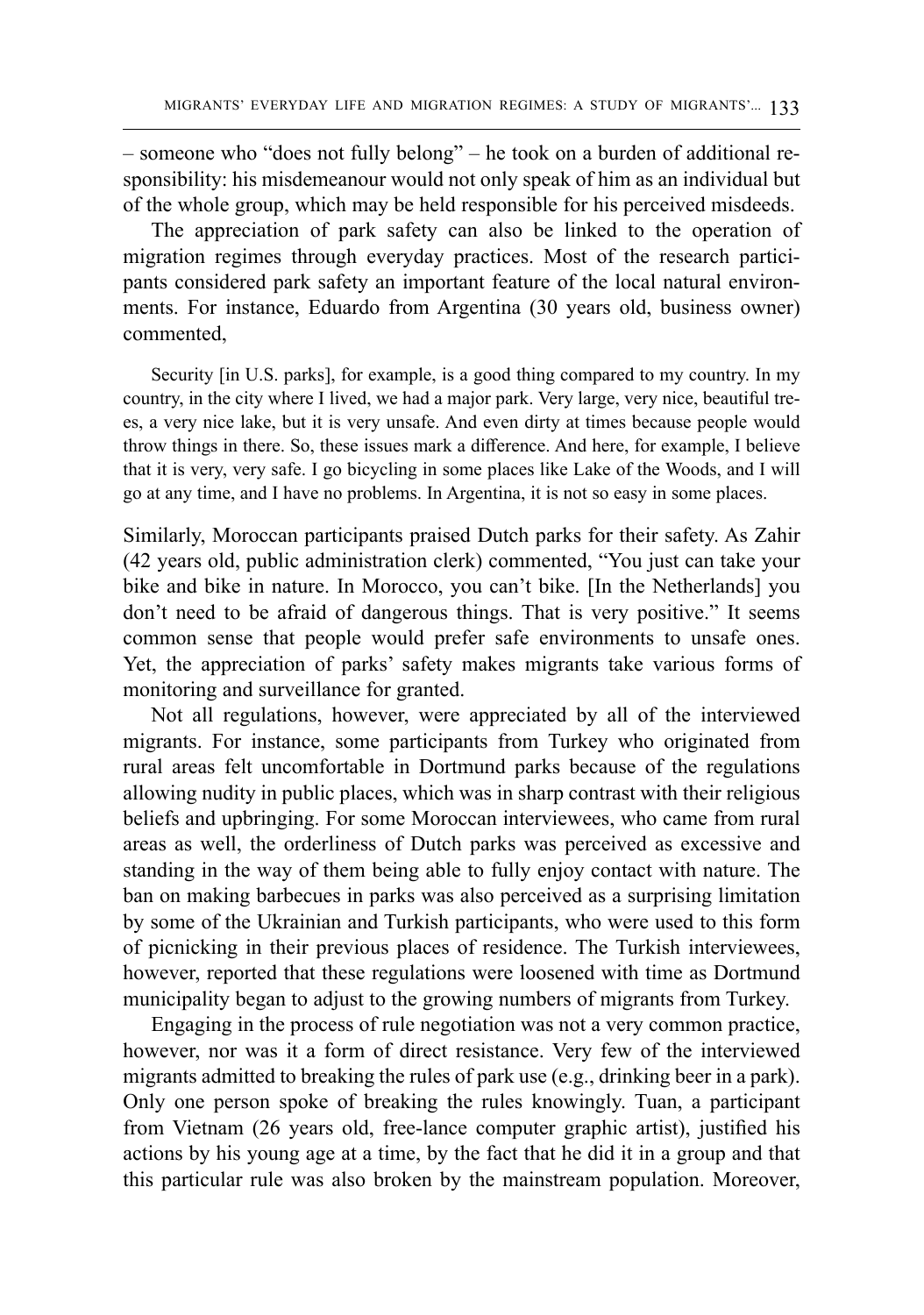– someone who "does not fully belong" – he took on a burden of additional responsibility: his misdemeanour would not only speak of him as an individual but of the whole group, which may be held responsible for his perceived misdeeds.

The appreciation of park safety can also be linked to the operation of migration regimes through everyday practices. Most of the research participants considered park safety an important feature of the local natural environments. For instance, Eduardo from Argentina (30 years old, business owner) commented,

> Security [in U.S. parks], for example, is a good thing compared to my country. In my country, in the city where I lived, we had a major park. Very large, very nice, beautiful trees, a very nice lake, but it is very unsafe. And even dirty at times because people would throw things in there. So, these issues mark a difference. And here, for example, I believe that it is very, very safe. I go bicycling in some places like Lake of the Woods, and I will go at any time, and I have no problems. In Argentina, it is not so easy in some places.

Similarly, Moroccan participants praised Dutch parks for their safety. As Zahir (42 years old, public administration clerk) commented, "You just can take your bike and bike in nature. In Morocco, you can't bike. [In the Netherlands] you don't need to be afraid of dangerous things. That is very positive." It seems common sense that people would prefer safe environments to unsafe ones. Yet, the appreciation of parks' safety makes migrants take various forms of monitoring and surveillance for granted.

Not all regulations, however, were appreciated by all of the interviewed migrants. For instance, some participants from Turkey who originated from rural areas felt uncomfortable in Dortmund parks because of the regulations allowing nudity in public places, which was in sharp contrast with their religious beliefs and upbringing. For some Moroccan interviewees, who came from rural areas as well, the orderliness of Dutch parks was perceived as excessive and standing in the way of them being able to fully enjoy contact with nature. The ban on making barbecues in parks was also perceived as a surprising limitation by some of the Ukrainian and Turkish participants, who were used to this form of picnicking in their previous places of residence. The Turkish interviewees, however, reported that these regulations were loosened with time as Dortmund municipality began to adjust to the growing numbers of migrants from Turkey.

Engaging in the process of rule negotiation was not a very common practice, however, nor was it a form of direct resistance. Very few of the interviewed migrants admitted to breaking the rules of park use (e.g., drinking beer in a park). Only one person spoke of breaking the rules knowingly. Tuan, a participant from Vietnam (26 years old, free-lance computer graphic artist), justified his actions by his young age at a time, by the fact that he did it in a group and that this particular rule was also broken by the mainstream population. Moreover,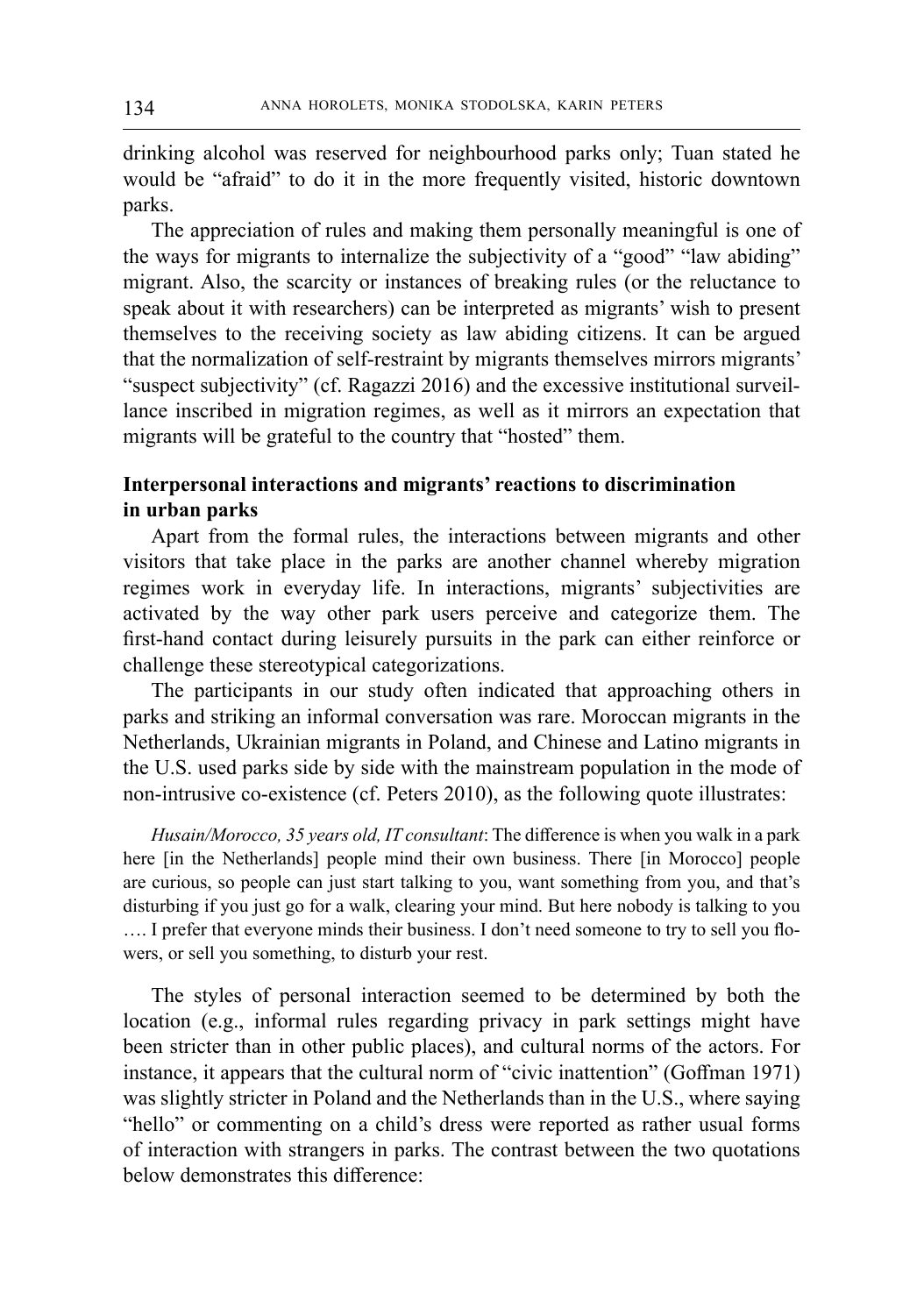drinking alcohol was reserved for neighbourhood parks only; Tuan stated he would be "afraid" to do it in the more frequently visited, historic downtown parks.

The appreciation of rules and making them personally meaningful is one of the ways for migrants to internalize the subjectivity of a "good" "law abiding" migrant. Also, the scarcity or instances of breaking rules (or the reluctance to speak about it with researchers) can be interpreted as migrants' wish to present themselves to the receiving society as law abiding citizens. It can be argued that the normalization of self-restraint by migrants themselves mirrors migrants' "suspect subjectivity" (cf. Ragazzi 2016) and the excessive institutional surveillance inscribed in migration regimes, as well as it mirrors an expectation that migrants will be grateful to the country that "hosted" them.

### Interpersonal interactions and migrants' reactions to discrimination in urban parks

Apart from the formal rules, the interactions between migrants and other visitors that take place in the parks are another channel whereby migration regimes work in everyday life. In interactions, migrants' subjectivities are activated by the way other park users perceive and categorize them. The first-hand contact during leisurely pursuits in the park can either reinforce or challenge these stereotypical categorizations.

The participants in our study often indicated that approaching others in parks and striking an informal conversation was rare. Moroccan migrants in the Netherlands, Ukrainian migrants in Poland, and Chinese and Latino migrants in the U.S. used parks side by side with the mainstream population in the mode of non-intrusive co-existence (cf. Peters 2010), as the following quote illustrates:

> *Husain/Morocco, 35 years old, IT consultant*: The difference is when you walk in a park here [in the Netherlands] people mind their own business. There [in Morocco] people are curious, so people can just start talking to you, want something from you, and that's disturbing if you just go for a walk, clearing your mind. But here nobody is talking to you …. I prefer that everyone minds their business. I don't need someone to try to sell you flowers, or sell you something, to disturb your rest.

The styles of personal interaction seemed to be determined by both the location (e.g., informal rules regarding privacy in park settings might have been stricter than in other public places), and cultural norms of the actors. For instance, it appears that the cultural norm of "civic inattention" (Goffman 1971) was slightly stricter in Poland and the Netherlands than in the U.S., where saying "hello" or commenting on a child's dress were reported as rather usual forms of interaction with strangers in parks. The contrast between the two quotations below demonstrates this difference: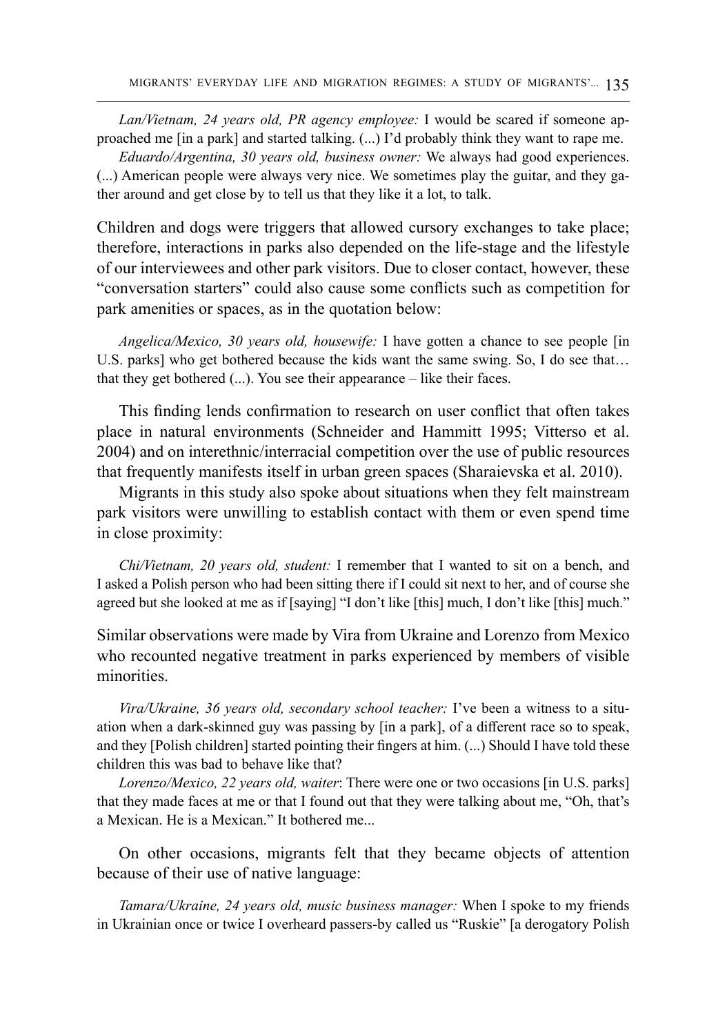*Lan/Vietnam, 24 years old, PR agency employee:* I would be scared if someone approached me [in a park] and started talking. (...) I'd probably think they want to rape me.

*Eduardo/Argentina, 30 years old, business owner:* We always had good experiences. (...) American people were always very nice. We sometimes play the guitar, and they gather around and get close by to tell us that they like it a lot, to talk.

Children and dogs were triggers that allowed cursory exchanges to take place; therefore, interactions in parks also depended on the life-stage and the lifestyle of our interviewees and other park visitors. Due to closer contact, however, these "conversation starters" could also cause some conflicts such as competition for park amenities or spaces, as in the quotation below:

*Angelica/Mexico, 30 years old, housewife:* I have gotten a chance to see people [in U.S. parks] who get bothered because the kids want the same swing. So, I do see that… that they get bothered (...). You see their appearance – like their faces.

This finding lends confirmation to research on user conflict that often takes place in natural environments (Schneider and Hammitt 1995; Vitterso et al. 2004) and on interethnic/interracial competition over the use of public resources that frequently manifests itself in urban green spaces (Sharaievska et al. 2010).

Migrants in this study also spoke about situations when they felt mainstream park visitors were unwilling to establish contact with them or even spend time in close proximity:

*Chi/Vietnam, 20 years old, student:* I remember that I wanted to sit on a bench, and I asked a Polish person who had been sitting there if I could sit next to her, and of course she agreed but she looked at me as if [saying] "I don't like [this] much, I don't like [this] much."

Similar observations were made by Vira from Ukraine and Lorenzo from Mexico who recounted negative treatment in parks experienced by members of visible minorities.

*Vira/Ukraine, 36 years old, secondary school teacher:* I've been a witness to a situation when a dark-skinned guy was passing by [in a park], of a different race so to speak, and they [Polish children] started pointing their fingers at him. (...) Should I have told these children this was bad to behave like that?

*Lorenzo/Mexico, 22 years old, waiter*: There were one or two occasions [in U.S. parks] that they made faces at me or that I found out that they were talking about me, "Oh, that's a Mexican. He is a Mexican." It bothered me...

On other occasions, migrants felt that they became objects of attention because of their use of native language:

*Tamara/Ukraine, 24 years old, music business manager:* When I spoke to my friends in Ukrainian once or twice I overheard passers-by called us "Ruskie" [a derogatory Polish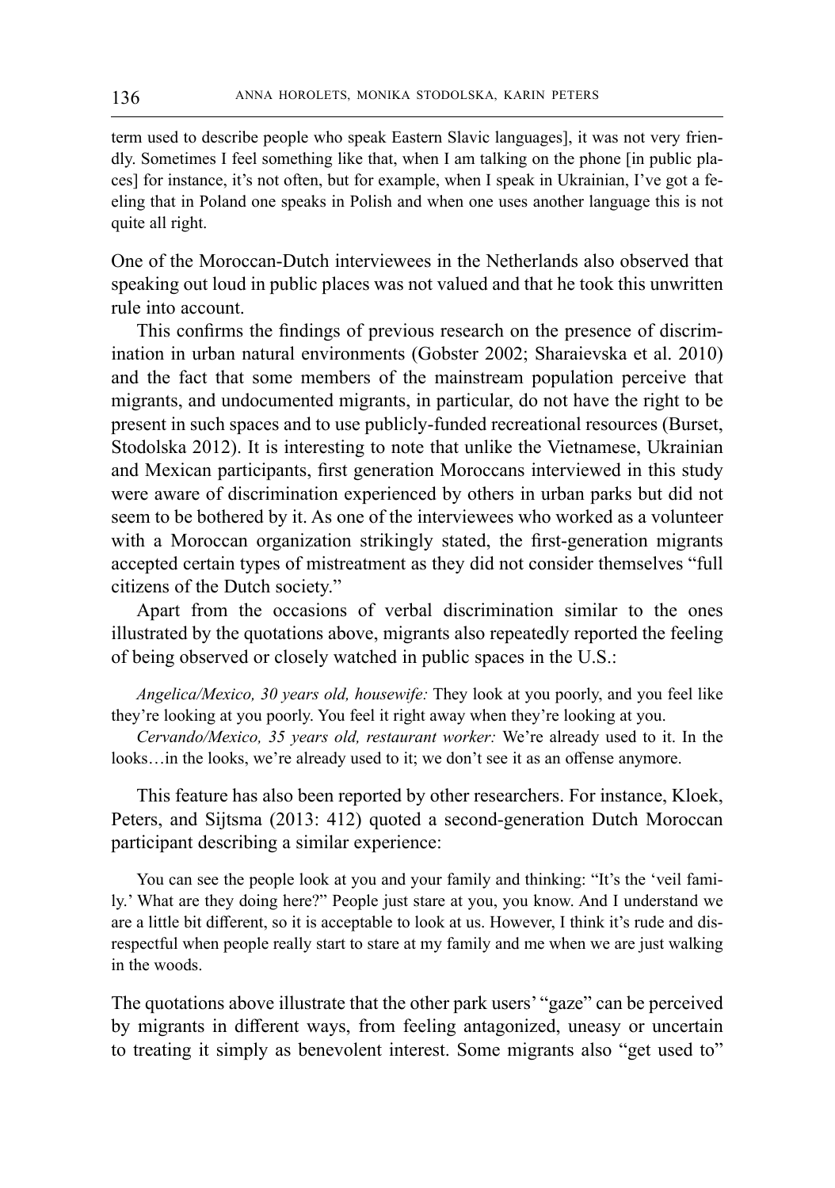term used to describe people who speak Eastern Slavic languages], it was not very friendly. Sometimes I feel something like that, when I am talking on the phone [in public places] for instance, it's not often, but for example, when I speak in Ukrainian, I've got a feeling that in Poland one speaks in Polish and when one uses another language this is not quite all right.

One of the Moroccan-Dutch interviewees in the Netherlands also observed that speaking out loud in public places was not valued and that he took this unwritten rule into account.

This confirms the findings of previous research on the presence of discrimination in urban natural environments (Gobster 2002; Sharaievska et al. 2010) and the fact that some members of the mainstream population perceive that migrants, and undocumented migrants, in particular, do not have the right to be present in such spaces and to use publicly-funded recreational resources (Burset, Stodolska 2012). It is interesting to note that unlike the Vietnamese, Ukrainian and Mexican participants, first generation Moroccans interviewed in this study were aware of discrimination experienced by others in urban parks but did not seem to be bothered by it. As one of the interviewees who worked as a volunteer with a Moroccan organization strikingly stated, the first-generation migrants accepted certain types of mistreatment as they did not consider themselves "full citizens of the Dutch society."

Apart from the occasions of verbal discrimination similar to the ones illustrated by the quotations above, migrants also repeatedly reported the feeling of being observed or closely watched in public spaces in the U.S.:

*Angelica/Mexico, 30 years old, housewife:* They look at you poorly, and you feel like they're looking at you poorly. You feel it right away when they're looking at you.

*Cervando/Mexico, 35 years old, restaurant worker:* We're already used to it. In the looks…in the looks, we're already used to it; we don't see it as an offense anymore.

This feature has also been reported by other researchers. For instance, Kloek, Peters, and Sijtsma (2013: 412) quoted a second-generation Dutch Moroccan participant describing a similar experience:

You can see the people look at you and your family and thinking: "It's the 'veil family.' What are they doing here?" People just stare at you, you know. And I understand we are a little bit different, so it is acceptable to look at us. However, I think it's rude and disrespectful when people really start to stare at my family and me when we are just walking in the woods.

The quotations above illustrate that the other park users' "gaze" can be perceived by migrants in different ways, from feeling antagonized, uneasy or uncertain to treating it simply as benevolent interest. Some migrants also "get used to"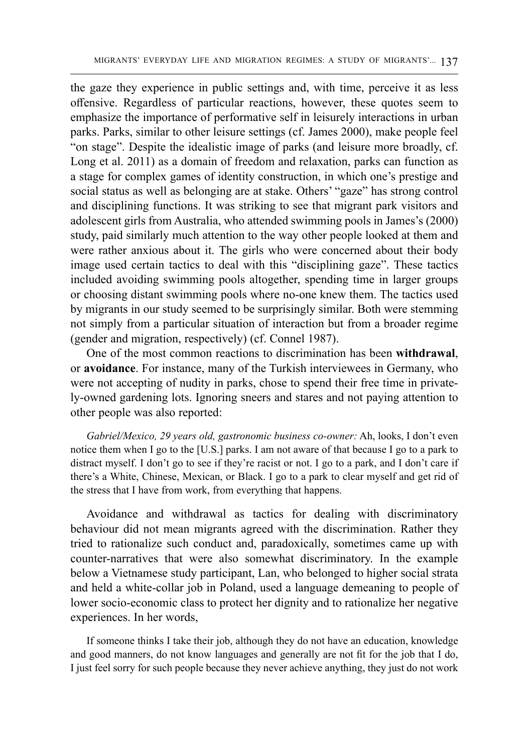the gaze they experience in public settings and, with time, perceive it as less offensive. Regardless of particular reactions, however, these quotes seem to emphasize the importance of performative self in leisurely interactions in urban parks. Parks, similar to other leisure settings (cf. James 2000), make people feel "on stage". Despite the idealistic image of parks (and leisure more broadly, cf. Long et al. 2011) as a domain of freedom and relaxation, parks can function as a stage for complex games of identity construction, in which one's prestige and social status as well as belonging are at stake. Others' "gaze" has strong control and disciplining functions. It was striking to see that migrant park visitors and adolescent girls from Australia, who attended swimming pools in James's (2000) study, paid similarly much attention to the way other people looked at them and were rather anxious about it. The girls who were concerned about their body image used certain tactics to deal with this "disciplining gaze". These tactics included avoiding swimming pools altogether, spending time in larger groups or choosing distant swimming pools where no-one knew them. The tactics used by migrants in our study seemed to be surprisingly similar. Both were stemming not simply from a particular situation of interaction but from a broader regime (gender and migration, respectively) (cf. Connel 1987).

One of the most common reactions to discrimination has been **withdrawal**, or **avoidance**. For instance, many of the Turkish interviewees in Germany, who were not accepting of nudity in parks, chose to spend their free time in privately-owned gardening lots. Ignoring sneers and stares and not paying attention to other people was also reported:

> *Gabriel/Mexico, 29 years old, gastronomic business co-owner:* Ah, looks, I don't even notice them when I go to the [U.S.] parks. I am not aware of that because I go to a park to distract myself. I don't go to see if they're racist or not. I go to a park, and I don't care if there's a White, Chinese, Mexican, or Black. I go to a park to clear myself and get rid of the stress that I have from work, from everything that happens.

Avoidance and withdrawal as tactics for dealing with discriminatory behaviour did not mean migrants agreed with the discrimination. Rather they tried to rationalize such conduct and, paradoxically, sometimes came up with counter-narratives that were also somewhat discriminatory. In the example below a Vietnamese study participant, Lan, who belonged to higher social strata and held a white-collar job in Poland, used a language demeaning to people of lower socio-economic class to protect her dignity and to rationalize her negative experiences. In her words,

> If someone thinks I take their job, although they do not have an education, knowledge and good manners, do not know languages and generally are not fit for the job that I do, I just feel sorry for such people because they never achieve anything, they just do not work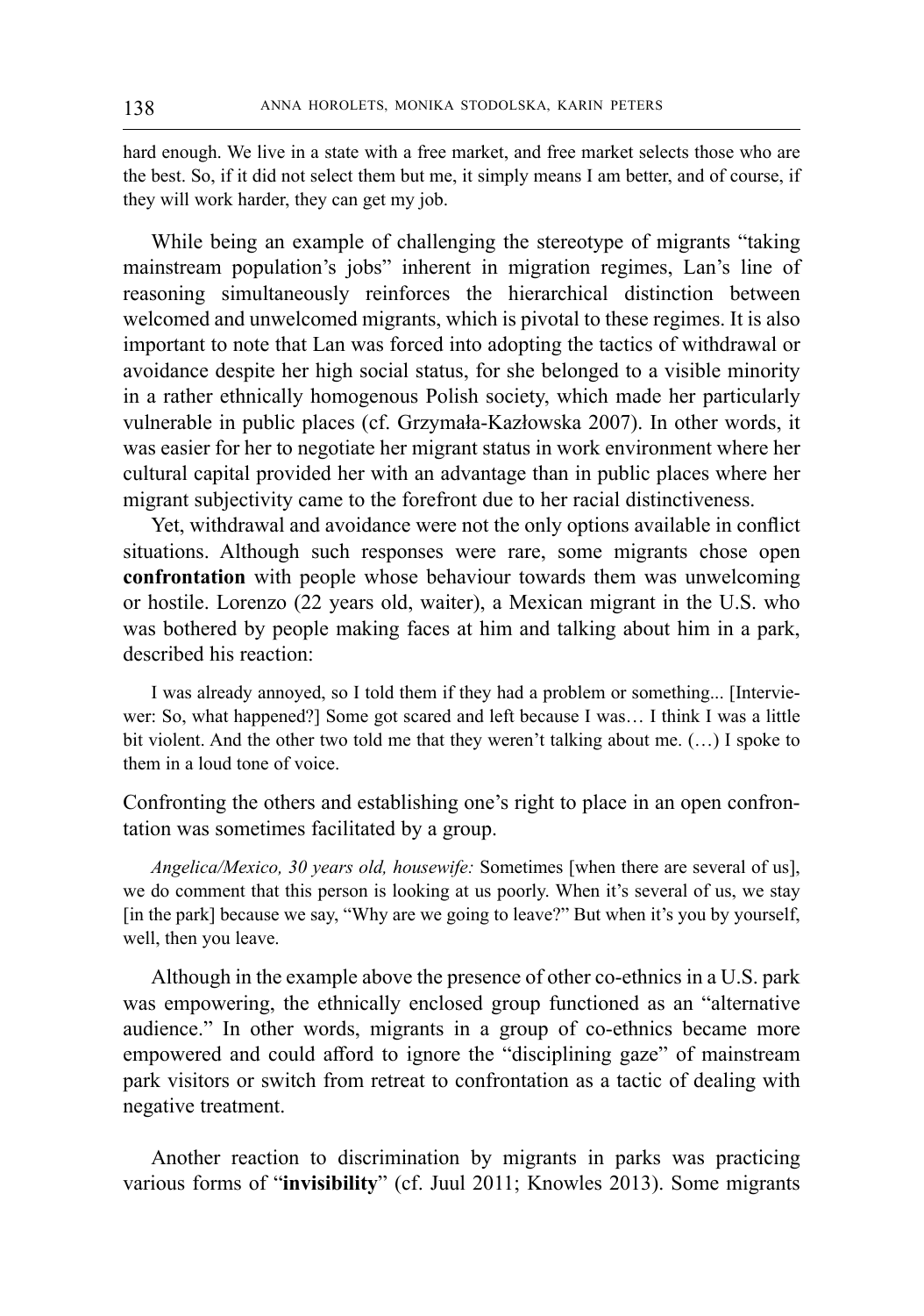hard enough. We live in a state with a free market, and free market selects those who are the best. So, if it did not select them but me, it simply means I am better, and of course, if they will work harder, they can get my job.

While being an example of challenging the stereotype of migrants "taking mainstream population's jobs" inherent in migration regimes, Lan's line of reasoning simultaneously reinforces the hierarchical distinction between welcomed and unwelcomed migrants, which is pivotal to these regimes. It is also important to note that Lan was forced into adopting the tactics of withdrawal or avoidance despite her high social status, for she belonged to a visible minority in a rather ethnically homogenous Polish society, which made her particularly vulnerable in public places (cf. Grzymała-Kazłowska 2007). In other words, it was easier for her to negotiate her migrant status in work environment where her cultural capital provided her with an advantage than in public places where her migrant subjectivity came to the forefront due to her racial distinctiveness.

Yet, withdrawal and avoidance were not the only options available in conflict situations. Although such responses were rare, some migrants chose open **confrontation** with people whose behaviour towards them was unwelcoming or hostile. Lorenzo (22 years old, waiter), a Mexican migrant in the U.S. who was bothered by people making faces at him and talking about him in a park, described his reaction:

> I was already annoyed, so I told them if they had a problem or something... [Interviewer: So, what happened?] Some got scared and left because I was… I think I was a little bit violent. And the other two told me that they weren't talking about me. (…) I spoke to them in a loud tone of voice.

Confronting the others and establishing one's right to place in an open confrontation was sometimes facilitated by a group.

> *Angelica/Mexico, 30 years old, housewife:* Sometimes [when there are several of us], we do comment that this person is looking at us poorly. When it's several of us, we stay [in the park] because we say, "Why are we going to leave?" But when it's you by yourself, well, then you leave.

Although in the example above the presence of other co-ethnics in a U.S. park was empowering, the ethnically enclosed group functioned as an "alternative audience." In other words, migrants in a group of co-ethnics became more empowered and could afford to ignore the "disciplining gaze" of mainstream park visitors or switch from retreat to confrontation as a tactic of dealing with negative treatment.

Another reaction to discrimination by migrants in parks was practicing various forms of "**invisibility**" (cf. Juul 2011; Knowles 2013). Some migrants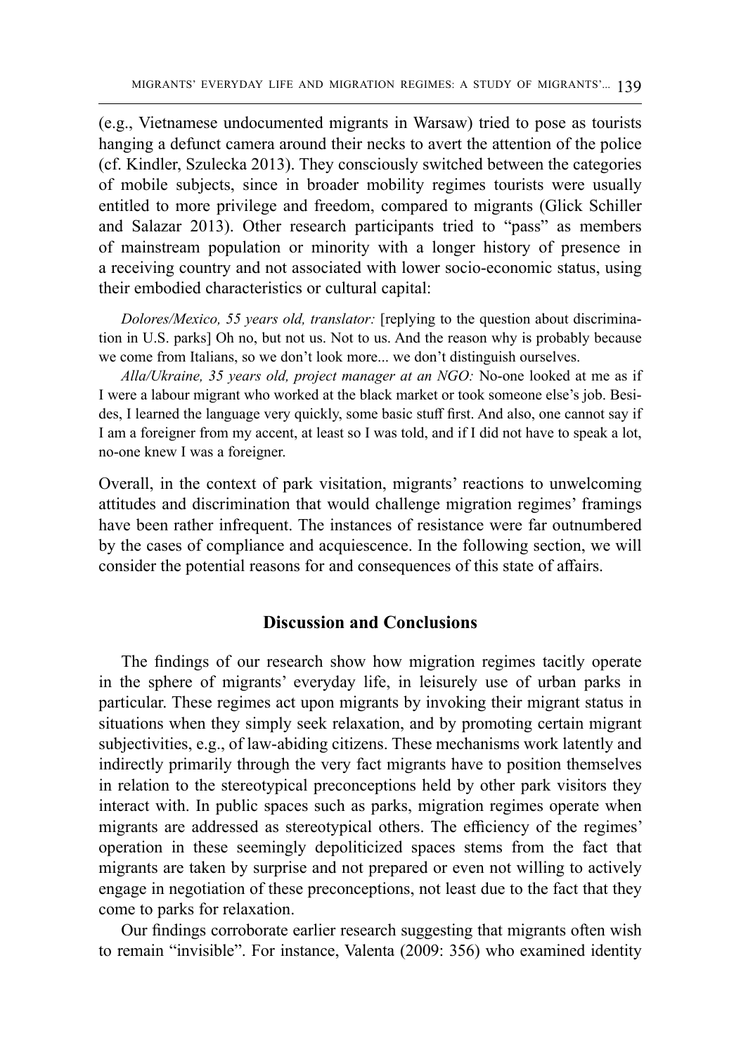(e.g., Vietnamese undocumented migrants in Warsaw) tried to pose as tourists hanging a defunct camera around their necks to avert the attention of the police (cf. Kindler, Szulecka 2013). They consciously switched between the categories of mobile subjects, since in broader mobility regimes tourists were usually entitled to more privilege and freedom, compared to migrants (Glick Schiller and Salazar 2013). Other research participants tried to "pass" as members of mainstream population or minority with a longer history of presence in a receiving country and not associated with lower socio-economic status, using their embodied characteristics or cultural capital:

*Dolores/Mexico, 55 years old, translator:* [replying to the question about discrimination in U.S. parks] Oh no, but not us. Not to us. And the reason why is probably because we come from Italians, so we don't look more... we don't distinguish ourselves.

*Alla/Ukraine, 35 years old, project manager at an NGO:* No-one looked at me as if I were a labour migrant who worked at the black market or took someone else's job. Besides, I learned the language very quickly, some basic stuff first. And also, one cannot say if I am a foreigner from my accent, at least so I was told, and if I did not have to speak a lot, no-one knew I was a foreigner.

Overall, in the context of park visitation, migrants' reactions to unwelcoming attitudes and discrimination that would challenge migration regimes' framings have been rather infrequent. The instances of resistance were far outnumbered by the cases of compliance and acquiescence. In the following section, we will consider the potential reasons for and consequences of this state of affairs.

## Discussion and Conclusions

The findings of our research show how migration regimes tacitly operate in the sphere of migrants' everyday life, in leisurely use of urban parks in particular. These regimes act upon migrants by invoking their migrant status in situations when they simply seek relaxation, and by promoting certain migrant subjectivities, e.g., of law-abiding citizens. These mechanisms work latently and indirectly primarily through the very fact migrants have to position themselves in relation to the stereotypical preconceptions held by other park visitors they interact with. In public spaces such as parks, migration regimes operate when migrants are addressed as stereotypical others. The efficiency of the regimes' operation in these seemingly depoliticized spaces stems from the fact that migrants are taken by surprise and not prepared or even not willing to actively engage in negotiation of these preconceptions, not least due to the fact that they come to parks for relaxation.

Our findings corroborate earlier research suggesting that migrants often wish to remain "invisible". For instance, Valenta (2009: 356) who examined identity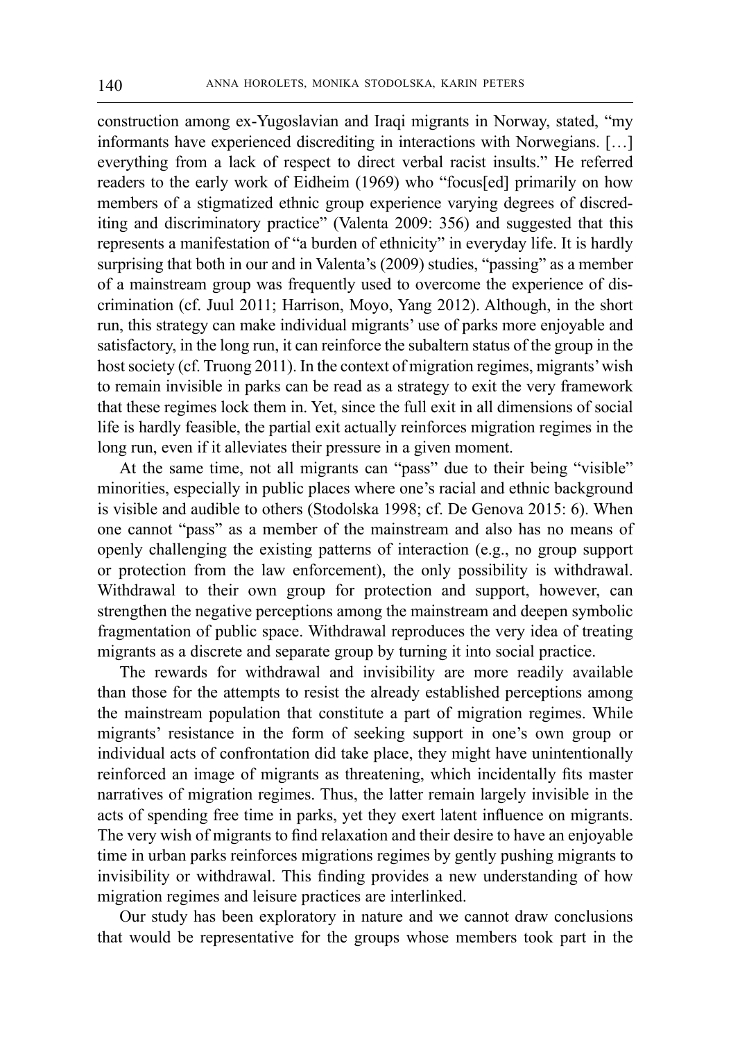construction among ex-Yugoslavian and Iraqi migrants in Norway, stated, "my informants have experienced discrediting in interactions with Norwegians. […] everything from a lack of respect to direct verbal racist insults." He referred readers to the early work of Eidheim (1969) who "focus[ed] primarily on how members of a stigmatized ethnic group experience varying degrees of discrediting and discriminatory practice" (Valenta 2009: 356) and suggested that this represents a manifestation of "a burden of ethnicity" in everyday life. It is hardly surprising that both in our and in Valenta's (2009) studies, "passing" as a member of a mainstream group was frequently used to overcome the experience of discrimination (cf. Juul 2011; Harrison, Moyo, Yang 2012). Although, in the short run, this strategy can make individual migrants' use of parks more enjoyable and satisfactory, in the long run, it can reinforce the subaltern status of the group in the host society (cf. Truong 2011). In the context of migration regimes, migrants' wish to remain invisible in parks can be read as a strategy to exit the very framework that these regimes lock them in. Yet, since the full exit in all dimensions of social life is hardly feasible, the partial exit actually reinforces migration regimes in the long run, even if it alleviates their pressure in a given moment.

At the same time, not all migrants can "pass" due to their being "visible" minorities, especially in public places where one's racial and ethnic background is visible and audible to others (Stodolska 1998; cf. De Genova 2015: 6). When one cannot "pass" as a member of the mainstream and also has no means of openly challenging the existing patterns of interaction (e.g., no group support or protection from the law enforcement), the only possibility is withdrawal. Withdrawal to their own group for protection and support, however, can strengthen the negative perceptions among the mainstream and deepen symbolic fragmentation of public space. Withdrawal reproduces the very idea of treating migrants as a discrete and separate group by turning it into social practice.

The rewards for withdrawal and invisibility are more readily available than those for the attempts to resist the already established perceptions among the mainstream population that constitute a part of migration regimes. While migrants' resistance in the form of seeking support in one's own group or individual acts of confrontation did take place, they might have unintentionally reinforced an image of migrants as threatening, which incidentally fits master narratives of migration regimes. Thus, the latter remain largely invisible in the acts of spending free time in parks, yet they exert latent influence on migrants. The very wish of migrants to find relaxation and their desire to have an enjoyable time in urban parks reinforces migrations regimes by gently pushing migrants to invisibility or withdrawal. This finding provides a new understanding of how migration regimes and leisure practices are interlinked.

Our study has been exploratory in nature and we cannot draw conclusions that would be representative for the groups whose members took part in the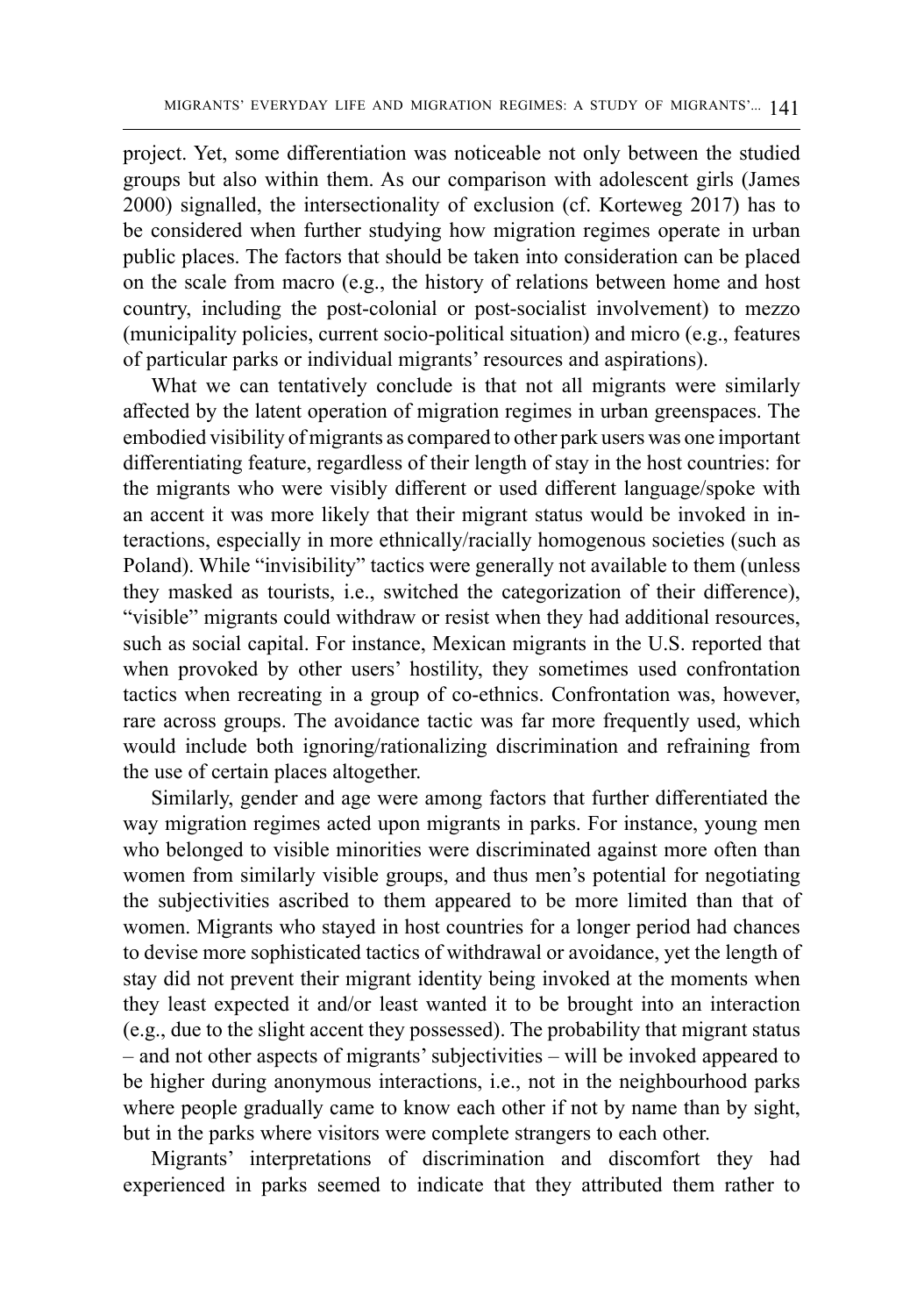project. Yet, some differentiation was noticeable not only between the studied groups but also within them. As our comparison with adolescent girls (James 2000) signalled, the intersectionality of exclusion (cf. Korteweg 2017) has to be considered when further studying how migration regimes operate in urban public places. The factors that should be taken into consideration can be placed on the scale from macro (e.g., the history of relations between home and host country, including the post-colonial or post-socialist involvement) to mezzo (municipality policies, current socio-political situation) and micro (e.g., features of particular parks or individual migrants' resources and aspirations).

What we can tentatively conclude is that not all migrants were similarly affected by the latent operation of migration regimes in urban greenspaces. The embodied visibility of migrants as compared to other park users was one important differentiating feature, regardless of their length of stay in the host countries: for the migrants who were visibly different or used different language/spoke with an accent it was more likely that their migrant status would be invoked in interactions, especially in more ethnically/racially homogenous societies (such as Poland). While "invisibility" tactics were generally not available to them (unless they masked as tourists, i.e., switched the categorization of their difference), "visible" migrants could withdraw or resist when they had additional resources, such as social capital. For instance, Mexican migrants in the U.S. reported that when provoked by other users' hostility, they sometimes used confrontation tactics when recreating in a group of co-ethnics. Confrontation was, however, rare across groups. The avoidance tactic was far more frequently used, which would include both ignoring/rationalizing discrimination and refraining from the use of certain places altogether.

Similarly, gender and age were among factors that further differentiated the way migration regimes acted upon migrants in parks. For instance, young men who belonged to visible minorities were discriminated against more often than women from similarly visible groups, and thus men's potential for negotiating the subjectivities ascribed to them appeared to be more limited than that of women. Migrants who stayed in host countries for a longer period had chances to devise more sophisticated tactics of withdrawal or avoidance, yet the length of stay did not prevent their migrant identity being invoked at the moments when they least expected it and/or least wanted it to be brought into an interaction (e.g., due to the slight accent they possessed). The probability that migrant status – and not other aspects of migrants' subjectivities – will be invoked appeared to be higher during anonymous interactions, i.e., not in the neighbourhood parks where people gradually came to know each other if not by name than by sight, but in the parks where visitors were complete strangers to each other.

Migrants' interpretations of discrimination and discomfort they had experienced in parks seemed to indicate that they attributed them rather to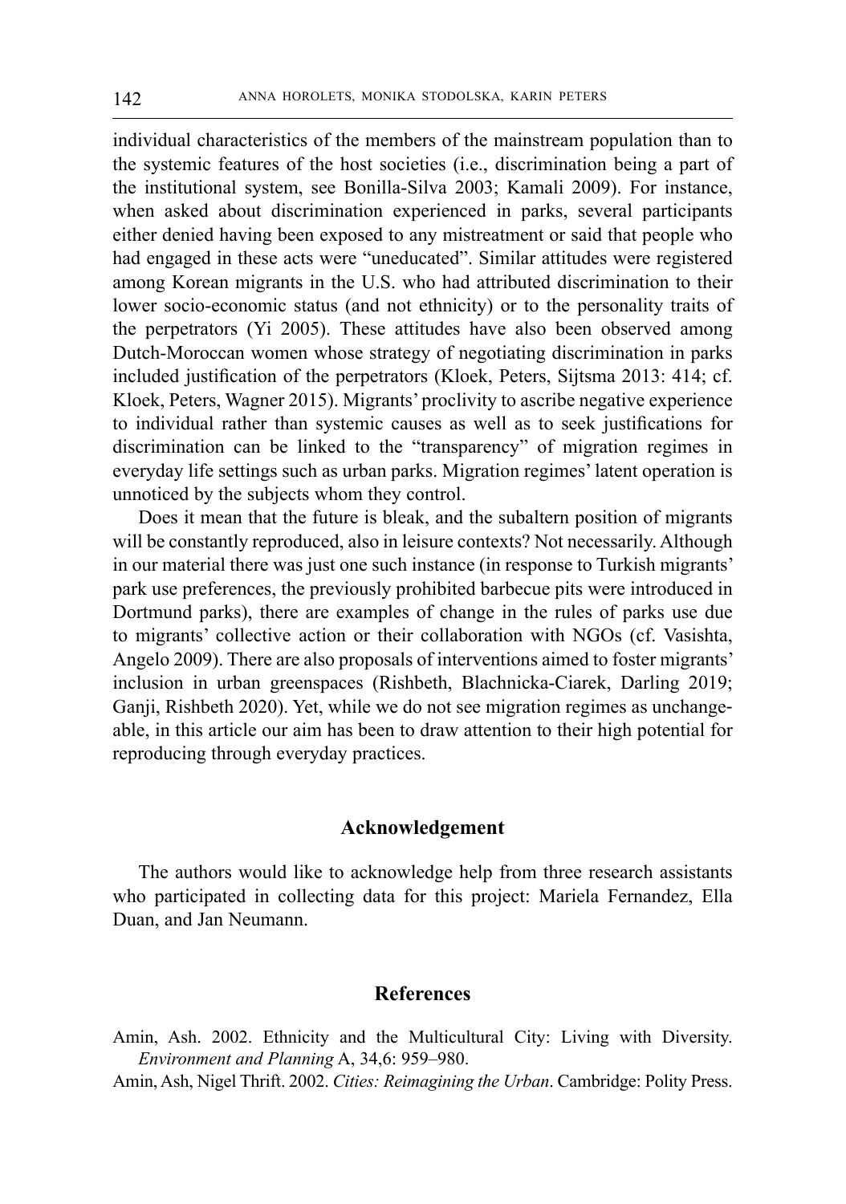individual characteristics of the members of the mainstream population than to the systemic features of the host societies (i.e., discrimination being a part of the institutional system, see Bonilla-Silva 2003; Kamali 2009). For instance, when asked about discrimination experienced in parks, several participants either denied having been exposed to any mistreatment or said that people who had engaged in these acts were "uneducated". Similar attitudes were registered among Korean migrants in the U.S. who had attributed discrimination to their lower socio-economic status (and not ethnicity) or to the personality traits of the perpetrators (Yi 2005). These attitudes have also been observed among Dutch-Moroccan women whose strategy of negotiating discrimination in parks included justification of the perpetrators (Kloek, Peters, Sijtsma 2013: 414; cf. Kloek, Peters, Wagner 2015). Migrants' proclivity to ascribe negative experience to individual rather than systemic causes as well as to seek justifications for discrimination can be linked to the "transparency" of migration regimes in everyday life settings such as urban parks. Migration regimes' latent operation is unnoticed by the subjects whom they control.

Does it mean that the future is bleak, and the subaltern position of migrants will be constantly reproduced, also in leisure contexts? Not necessarily. Although in our material there was just one such instance (in response to Turkish migrants' park use preferences, the previously prohibited barbecue pits were introduced in Dortmund parks), there are examples of change in the rules of parks use due to migrants' collective action or their collaboration with NGOs (cf. Vasishta, Angelo 2009). There are also proposals of interventions aimed to foster migrants' inclusion in urban greenspaces (Rishbeth, Blachnicka-Ciarek, Darling 2019; Ganji, Rishbeth 2020). Yet, while we do not see migration regimes as unchangeable, in this article our aim has been to draw attention to their high potential for reproducing through everyday practices.

## Acknowledgement

The authors would like to acknowledge help from three research assistants who participated in collecting data for this project: Mariela Fernandez, Ella Duan, and Jan Neumann.

## References

Amin, Ash. 2002. Ethnicity and the Multicultural City: Living with Diversity. *Environment and Planning* A, 34,6: 959–980.

Amin, Ash, Nigel Thrift. 2002. *Cities: Reimagining the Urban*. Cambridge: Polity Press.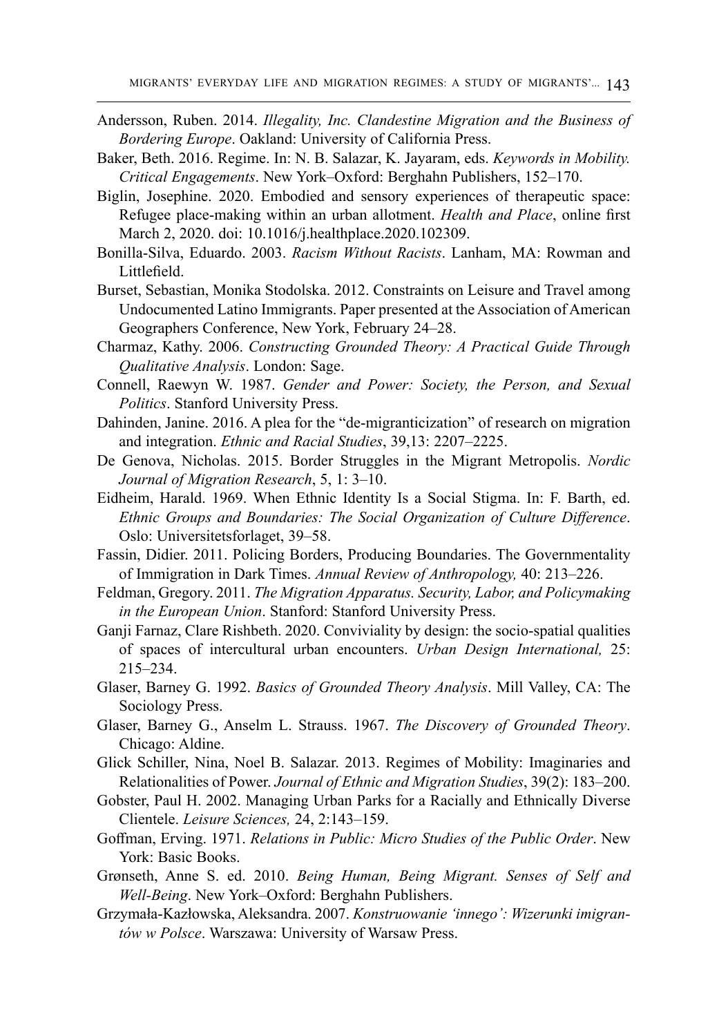Andersson, Ruben. 2014. *Illegality, Inc. Clandestine Migration and the Business of Bordering Europe*. Oakland: University of California Press.

Baker, Beth. 2016. Regime. In: N. B. Salazar, K. Jayaram, eds. *Keywords in Mobility. Critical Engagements*. New York–Oxford: Berghahn Publishers, 152–170.

Biglin, Josephine. 2020. Embodied and sensory experiences of therapeutic space: Refugee place-making within an urban allotment. *Health and Place*, online first March 2, 2020. doi: 10.1016/j.healthplace.2020.102309.

Bonilla-Silva, Eduardo. 2003. *Racism Without Racists*. Lanham, MA: Rowman and Littlefield.

Burset, Sebastian, Monika Stodolska. 2012. Constraints on Leisure and Travel among Undocumented Latino Immigrants. Paper presented at the Association of American Geographers Conference, New York, February 24–28.

Charmaz, Kathy. 2006. *Constructing Grounded Theory: A Practical Guide Through Qualitative Analysis*. London: Sage.

Connell, Raewyn W. 1987. *Gender and Power: Society, the Person, and Sexual Politics*. Stanford University Press.

Dahinden, Janine. 2016. A plea for the "de-migranticization" of research on migration and integration. *Ethnic and Racial Studies*, 39,13: 2207–2225.

De Genova, Nicholas. 2015. Border Struggles in the Migrant Metropolis. *Nordic Journal of Migration Research*, 5, 1: 3–10.

Eidheim, Harald. 1969. When Ethnic Identity Is a Social Stigma. In: F. Barth, ed. *Ethnic Groups and Boundaries: The Social Organization of Culture Difference*. Oslo: Universitetsforlaget, 39–58.

Fassin, Didier. 2011. Policing Borders, Producing Boundaries. The Governmentality of Immigration in Dark Times. *Annual Review of Anthropology,* 40: 213–226.

Feldman, Gregory. 2011. *The Migration Apparatus. Security, Labor, and Policymaking in the European Union*. Stanford: Stanford University Press.

Ganji Farnaz, Clare Rishbeth. 2020. Conviviality by design: the socio-spatial qualities of spaces of intercultural urban encounters. *Urban Design International,* 25: 215–234.

Glaser, Barney G. 1992. *Basics of Grounded Theory Analysis*. Mill Valley, CA: The Sociology Press.

Glaser, Barney G., Anselm L. Strauss. 1967. *The Discovery of Grounded Theory*. Chicago: Aldine.

Glick Schiller, Nina, Noel B. Salazar. 2013. Regimes of Mobility: Imaginaries and Relationalities of Power. *Journal of Ethnic and Migration Studies*, 39(2): 183–200.

Gobster, Paul H. 2002. Managing Urban Parks for a Racially and Ethnically Diverse Clientele. *Leisure Sciences,* 24, 2:143–159.

Goffman, Erving. 1971. *Relations in Public: Micro Studies of the Public Order*. New York: Basic Books.

Grønseth, Anne S. ed. 2010. *Being Human, Being Migrant. Senses of Self and Well-Being*. New York–Oxford: Berghahn Publishers.

Grzymała-Kazłowska, Aleksandra. 2007. *Konstruowanie 'innego': Wizerunki imigrantów w Polsce*. Warszawa: University of Warsaw Press.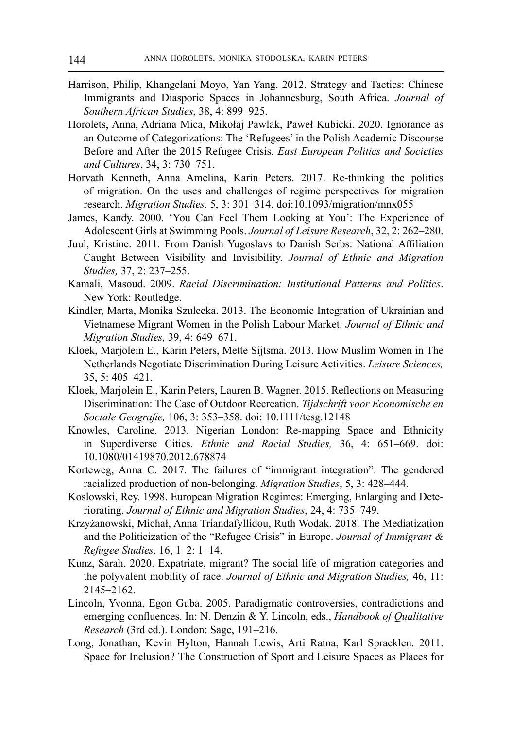Harrison, Philip, Khangelani Moyo, Yan Yang. 2012. Strategy and Tactics: Chinese Immigrants and Diasporic Spaces in Johannesburg, South Africa. *Journal of Southern African Studies*, 38, 4: 899–925.

Horolets, Anna, Adriana Mica, Mikołaj Pawlak, Paweł Kubicki. 2020. Ignorance as an Outcome of Categorizations: The 'Refugees' in the Polish Academic Discourse Before and After the 2015 Refugee Crisis. *East European Politics and Societies and Cultures*, 34, 3: 730–751.

Horvath Kenneth, Anna Amelina, Karin Peters. 2017. Re-thinking the politics of migration. On the uses and challenges of regime perspectives for migration research. *Migration Studies,* 5, 3: 301–314. doi:10.1093/migration/mnx055

James, Kandy. 2000. 'You Can Feel Them Looking at You': The Experience of Adolescent Girls at Swimming Pools. *Journal of Leisure Research*, 32, 2: 262–280.

Juul, Kristine. 2011. From Danish Yugoslavs to Danish Serbs: National Affiliation Caught Between Visibility and Invisibility. *Journal of Ethnic and Migration Studies,* 37, 2: 237–255.

Kamali, Masoud. 2009. *Racial Discrimination: Institutional Patterns and Politics*. New York: Routledge.

Kindler, Marta, Monika Szulecka. 2013. The Economic Integration of Ukrainian and Vietnamese Migrant Women in the Polish Labour Market. *Journal of Ethnic and Migration Studies,* 39, 4: 649–671.

Kloek, Marjolein E., Karin Peters, Mette Sijtsma. 2013. How Muslim Women in The Netherlands Negotiate Discrimination During Leisure Activities. *Leisure Sciences,* 35, 5: 405–421.

Kloek, Marjolein E., Karin Peters, Lauren B. Wagner. 2015. Reflections on Measuring Discrimination: The Case of Outdoor Recreation. *Tijdschrift voor Economische en Sociale Geografie,* 106, 3: 353–358. doi: 10.1111/tesg.12148

Knowles, Caroline. 2013. Nigerian London: Re-mapping Space and Ethnicity in Superdiverse Cities. *Ethnic and Racial Studies,* 36, 4: 651–669. doi: 10.1080/01419870.2012.678874

Korteweg, Anna C. 2017. The failures of "immigrant integration": The gendered racialized production of non-belonging. *Migration Studies*, 5, 3: 428–444.

Koslowski, Rey. 1998. European Migration Regimes: Emerging, Enlarging and Deteriorating. *Journal of Ethnic and Migration Studies*, 24, 4: 735–749.

Krzyżanowski, Michał, Anna Triandafyllidou, Ruth Wodak. 2018. The Mediatization and the Politicization of the "Refugee Crisis" in Europe. *Journal of Immigrant & Refugee Studies*, 16, 1–2: 1–14.

Kunz, Sarah. 2020. Expatriate, migrant? The social life of migration categories and the polyvalent mobility of race. *Journal of Ethnic and Migration Studies,* 46, 11: 2145–2162.

Lincoln, Yvonna, Egon Guba. 2005. Paradigmatic controversies, contradictions and emerging confluences. In: N. Denzin & Y. Lincoln, eds., *Handbook of Qualitative Research* (3rd ed.). London: Sage, 191–216.

Long, Jonathan, Kevin Hylton, Hannah Lewis, Arti Ratna, Karl Spracklen. 2011. Space for Inclusion? The Construction of Sport and Leisure Spaces as Places for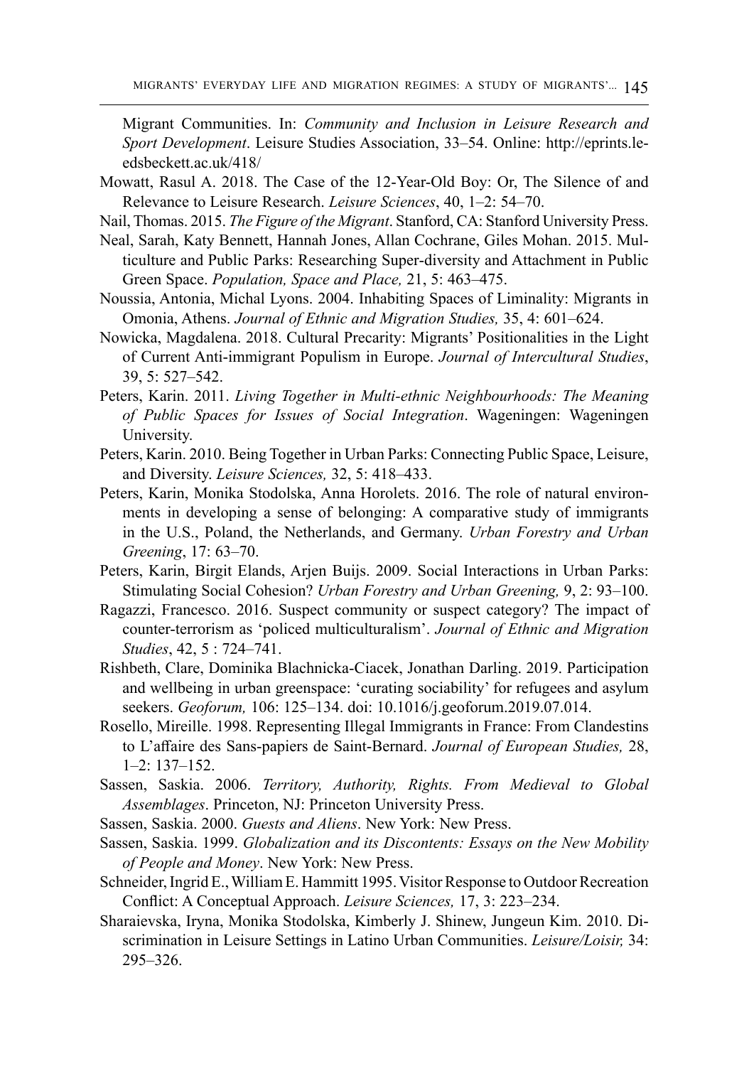Migrant Communities. In: *Community and Inclusion in Leisure Research and Sport Development*. Leisure Studies Association, 33–54. Online: http://eprints.leedsbeckett.ac.uk/418/

Mowatt, Rasul A. 2018. The Case of the 12-Year-Old Boy: Or, The Silence of and Relevance to Leisure Research. *Leisure Sciences*, 40, 1–2: 54–70.

Nail, Thomas. 2015. *The Figure of the Migrant*. Stanford, CA: Stanford University Press.

Neal, Sarah, Katy Bennett, Hannah Jones, Allan Cochrane, Giles Mohan. 2015. Multiculture and Public Parks: Researching Super-diversity and Attachment in Public Green Space. *Population, Space and Place,* 21, 5: 463–475.

Noussia, Antonia, Michal Lyons. 2004. Inhabiting Spaces of Liminality: Migrants in Omonia, Athens. *Journal of Ethnic and Migration Studies,* 35, 4: 601–624.

Nowicka, Magdalena. 2018. Cultural Precarity: Migrants' Positionalities in the Light of Current Anti-immigrant Populism in Europe. *Journal of Intercultural Studies*, 39, 5: 527–542.

Peters, Karin. 2011. *Living Together in Multi-ethnic Neighbourhoods: The Meaning of Public Spaces for Issues of Social Integration*. Wageningen: Wageningen University.

Peters, Karin. 2010. Being Together in Urban Parks: Connecting Public Space, Leisure, and Diversity. *Leisure Sciences,* 32, 5: 418–433.

Peters, Karin, Monika Stodolska, Anna Horolets. 2016. The role of natural environments in developing a sense of belonging: A comparative study of immigrants in the U.S., Poland, the Netherlands, and Germany. *Urban Forestry and Urban Greening*, 17: 63–70.

Peters, Karin, Birgit Elands, Arjen Buijs. 2009. Social Interactions in Urban Parks: Stimulating Social Cohesion? *Urban Forestry and Urban Greening,* 9, 2: 93–100.

Ragazzi, Francesco. 2016. Suspect community or suspect category? The impact of counter-terrorism as 'policed multiculturalism'. *Journal of Ethnic and Migration Studies*, 42, 5 : 724–741.

Rishbeth, Clare, Dominika Blachnicka-Ciacek, Jonathan Darling. 2019. Participation and wellbeing in urban greenspace: 'curating sociability' for refugees and asylum seekers. *Geoforum,* 106: 125–134. doi: 10.1016/j.geoforum.2019.07.014.

Rosello, Mireille. 1998. Representing Illegal Immigrants in France: From Clandestins to L'affaire des Sans-papiers de Saint-Bernard. *Journal of European Studies,* 28, 1–2: 137–152.

Sassen, Saskia. 2006. *Territory, Authority, Rights. From Medieval to Global Assemblages*. Princeton, NJ: Princeton University Press.

Sassen, Saskia. 2000. *Guests and Aliens*. New York: New Press.

Sassen, Saskia. 1999. *Globalization and its Discontents: Essays on the New Mobility of People and Money*. New York: New Press.

Schneider, Ingrid E., William E. Hammitt 1995. Visitor Response to Outdoor Recreation Conflict: A Conceptual Approach. *Leisure Sciences,* 17, 3: 223–234.

Sharaievska, Iryna, Monika Stodolska, Kimberly J. Shinew, Jungeun Kim. 2010. Discrimination in Leisure Settings in Latino Urban Communities. *Leisure/Loisir,* 34: 295–326.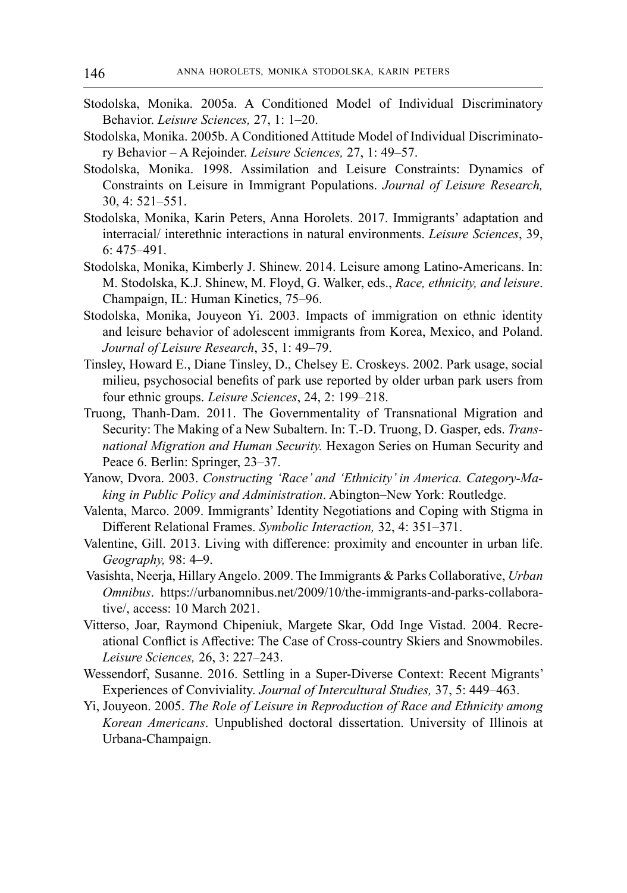Stodolska, Monika. 2005a. A Conditioned Model of Individual Discriminatory Behavior. *Leisure Sciences,* 27, 1: 1–20.

Stodolska, Monika. 2005b. A Conditioned Attitude Model of Individual Discriminatory Behavior – A Rejoinder. *Leisure Sciences,* 27, 1: 49–57.

Stodolska, Monika. 1998. Assimilation and Leisure Constraints: Dynamics of Constraints on Leisure in Immigrant Populations. *Journal of Leisure Research,* 30, 4: 521–551.

Stodolska, Monika, Karin Peters, Anna Horolets. 2017. Immigrants' adaptation and interracial/ interethnic interactions in natural environments. *Leisure Sciences*, 39, 6: 475–491.

Stodolska, Monika, Kimberly J. Shinew. 2014. Leisure among Latino-Americans. In: M. Stodolska, K.J. Shinew, M. Floyd, G. Walker, eds., *Race, ethnicity, and leisure*. Champaign, IL: Human Kinetics, 75–96.

Stodolska, Monika, Jouyeon Yi. 2003. Impacts of immigration on ethnic identity and leisure behavior of adolescent immigrants from Korea, Mexico, and Poland. *Journal of Leisure Research*, 35, 1: 49–79.

Tinsley, Howard E., Diane Tinsley, D., Chelsey E. Croskeys. 2002. Park usage, social milieu, psychosocial benefits of park use reported by older urban park users from four ethnic groups. *Leisure Sciences*, 24, 2: 199–218.

Truong, Thanh-Dam. 2011. The Governmentality of Transnational Migration and Security: The Making of a New Subaltern. In: T.-D. Truong, D. Gasper, eds. *Transnational Migration and Human Security.* Hexagon Series on Human Security and Peace 6. Berlin: Springer, 23–37.

Yanow, Dvora. 2003. *Constructing 'Race' and 'Ethnicity' in America. Category-Making in Public Policy and Administration*. Abington–New York: Routledge.

Valenta, Marco. 2009. Immigrants' Identity Negotiations and Coping with Stigma in Different Relational Frames. *Symbolic Interaction,* 32, 4: 351–371.

Valentine, Gill. 2013. Living with difference: proximity and encounter in urban life. *Geography,* 98: 4–9.

Vasishta, Neerja, Hillary Angelo. 2009. The Immigrants & Parks Collaborative, *Urban Omnibus*. https://urbanomnibus.net/2009/10/the-immigrants-and-parks-collaborative/, access: 10 March 2021.

Vitterso, Joar, Raymond Chipeniuk, Margete Skar, Odd Inge Vistad. 2004. Recreational Conflict is Affective: The Case of Cross-country Skiers and Snowmobiles. *Leisure Sciences,* 26, 3: 227–243.

Wessendorf, Susanne. 2016. Settling in a Super-Diverse Context: Recent Migrants' Experiences of Conviviality. *Journal of Intercultural Studies,* 37, 5: 449–463.

Yi, Jouyeon. 2005. *The Role of Leisure in Reproduction of Race and Ethnicity among Korean Americans*. Unpublished doctoral dissertation. University of Illinois at Urbana-Champaign.